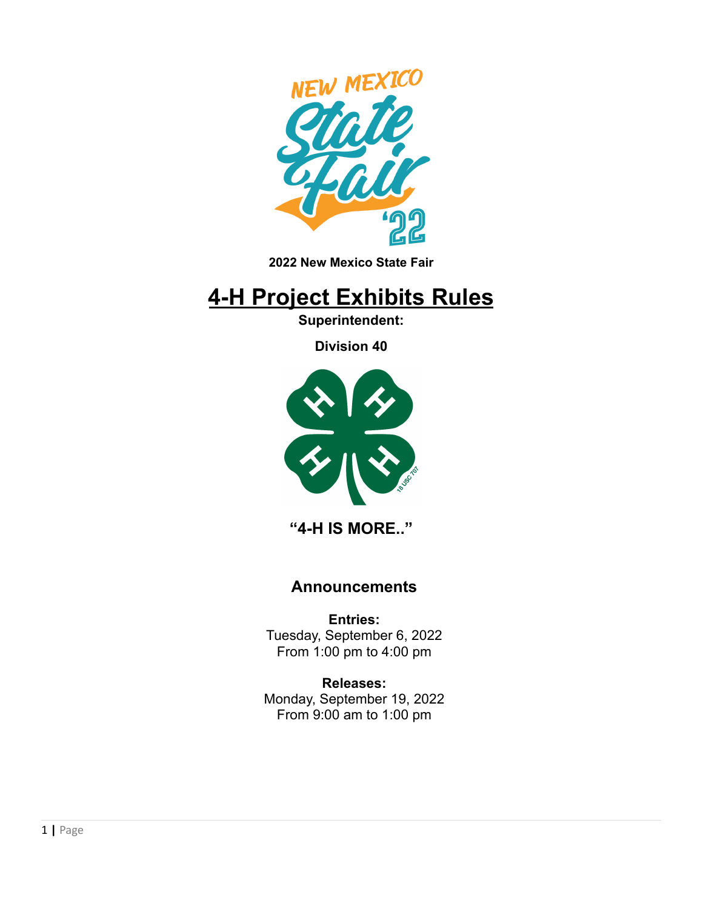**2022 New Mexico State Fair**

# 4-H Project Exhibits Rules

**Superintendent:**

**Division 40**

**"4-H IS MORE.."**

## Announcements

**Entries:**
Tuesday, September 6, 2022
From 1:00 pm to 4:00 pm

**Releases:**
Monday, September 19, 2022
From 9:00 am to 1:00 pm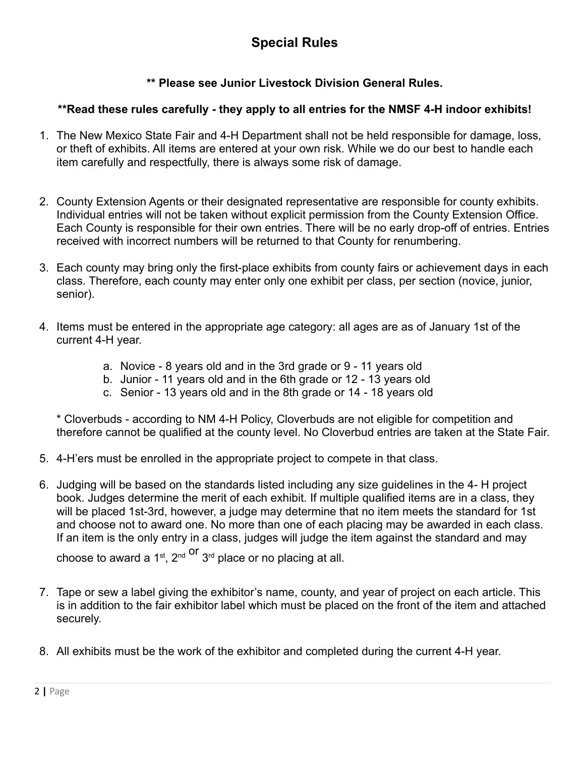# Special Rules

**\*\* Please see Junior Livestock Division General Rules.**

**\*\*Read these rules carefully - they apply to all entries for the NMSF 4-H indoor exhibits!**

1. The New Mexico State Fair and 4-H Department shall not be held responsible for damage, loss, or theft of exhibits. All items are entered at your own risk. While we do our best to handle each item carefully and respectfully, there is always some risk of damage.

2. County Extension Agents or their designated representative are responsible for county exhibits. Individual entries will not be taken without explicit permission from the County Extension Office. Each County is responsible for their own entries. There will be no early drop-off of entries. Entries received with incorrect numbers will be returned to that County for renumbering.

3. Each county may bring only the first-place exhibits from county fairs or achievement days in each class. Therefore, each county may enter only one exhibit per class, per section (novice, junior, senior).

4. Items must be entered in the appropriate age category: all ages are as of January 1st of the current 4-H year.

    a. Novice - 8 years old and in the 3rd grade or 9 - 11 years old
    b. Junior - 11 years old and in the 6th grade or 12 - 13 years old
    c. Senior - 13 years old and in the 8th grade or 14 - 18 years old

    \* Cloverbuds - according to NM 4-H Policy, Cloverbuds are not eligible for competition and therefore cannot be qualified at the county level. No Cloverbud entries are taken at the State Fair.

5. 4-H'ers must be enrolled in the appropriate project to compete in that class.

6. Judging will be based on the standards listed including any size guidelines in the 4- H project book. Judges determine the merit of each exhibit. If multiple qualified items are in a class, they will be placed 1st-3rd, however, a judge may determine that no item meets the standard for 1st and choose not to award one. No more than one of each placing may be awarded in each class. If an item is the only entry in a class, judges will judge the item against the standard and may choose to award a 1st, 2nd or 3rd place or no placing at all.

7. Tape or sew a label giving the exhibitor's name, county, and year of project on each article. This is in addition to the fair exhibitor label which must be placed on the front of the item and attached securely.

8. All exhibits must be the work of the exhibitor and completed during the current 4-H year.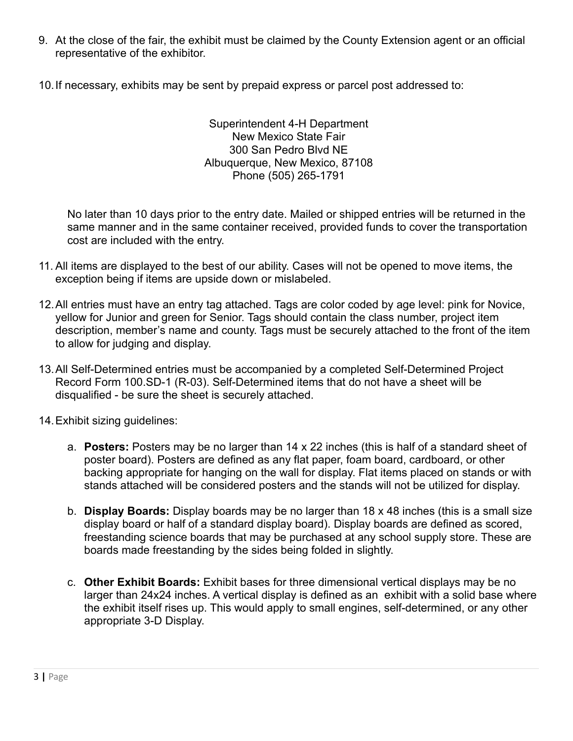9. At the close of the fair, the exhibit must be claimed by the County Extension agent or an official representative of the exhibitor.

10. If necessary, exhibits may be sent by prepaid express or parcel post addressed to:

    Superintendent 4-H Department
    New Mexico State Fair
    300 San Pedro Blvd NE
    Albuquerque, New Mexico, 87108
    Phone (505) 265-1791

    No later than 10 days prior to the entry date. Mailed or shipped entries will be returned in the same manner and in the same container received, provided funds to cover the transportation cost are included with the entry.

11. All items are displayed to the best of our ability. Cases will not be opened to move items, the exception being if items are upside down or mislabeled.

12. All entries must have an entry tag attached. Tags are color coded by age level: pink for Novice, yellow for Junior and green for Senior. Tags should contain the class number, project item description, member's name and county. Tags must be securely attached to the front of the item to allow for judging and display.

13. All Self-Determined entries must be accompanied by a completed Self-Determined Project Record Form 100.SD-1 (R-03). Self-Determined items that do not have a sheet will be disqualified - be sure the sheet is securely attached.

14. Exhibit sizing guidelines:

    a. **Posters:** Posters may be no larger than 14 x 22 inches (this is half of a standard sheet of poster board). Posters are defined as any flat paper, foam board, cardboard, or other backing appropriate for hanging on the wall for display. Flat items placed on stands or with stands attached will be considered posters and the stands will not be utilized for display.

    b. **Display Boards:** Display boards may be no larger than 18 x 48 inches (this is a small size display board or half of a standard display board). Display boards are defined as scored, freestanding science boards that may be purchased at any school supply store. These are boards made freestanding by the sides being folded in slightly.

    c. **Other Exhibit Boards:** Exhibit bases for three dimensional vertical displays may be no larger than 24x24 inches. A vertical display is defined as an exhibit with a solid base where the exhibit itself rises up. This would apply to small engines, self-determined, or any other appropriate 3-D Display.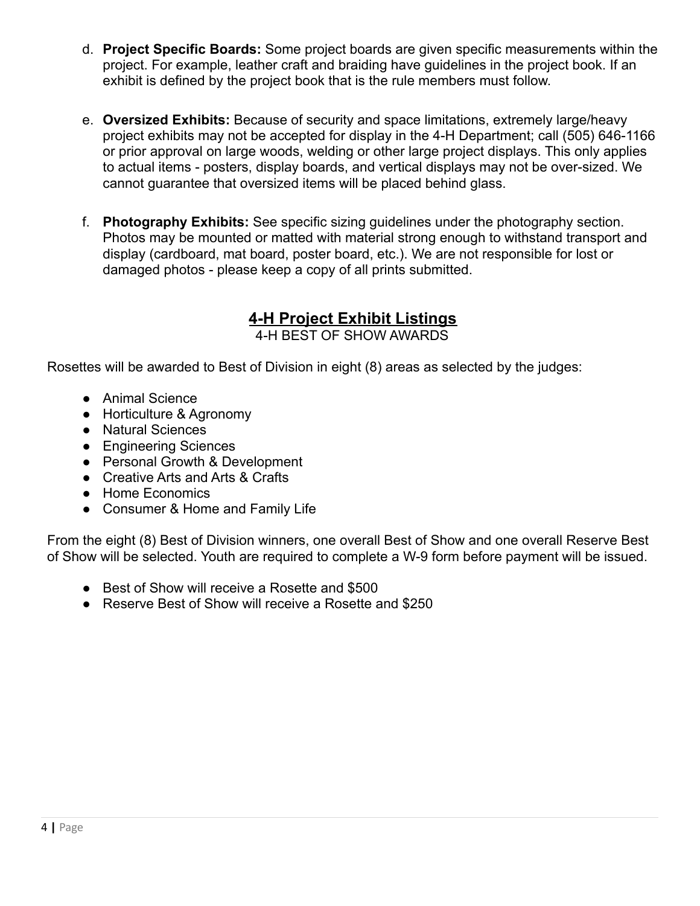d. **Project Specific Boards:** Some project boards are given specific measurements within the project. For example, leather craft and braiding have guidelines in the project book. If an exhibit is defined by the project book that is the rule members must follow.

e. **Oversized Exhibits:** Because of security and space limitations, extremely large/heavy project exhibits may not be accepted for display in the 4-H Department; call (505) 646-1166 or prior approval on large woods, welding or other large project displays. This only applies to actual items - posters, display boards, and vertical displays may not be over-sized. We cannot guarantee that oversized items will be placed behind glass.

f. **Photography Exhibits:** See specific sizing guidelines under the photography section. Photos may be mounted or matted with material strong enough to withstand transport and display (cardboard, mat board, poster board, etc.). We are not responsible for lost or damaged photos - please keep a copy of all prints submitted.

## 4-H Project Exhibit Listings

4-H BEST OF SHOW AWARDS

Rosettes will be awarded to Best of Division in eight (8) areas as selected by the judges:

- Animal Science
- Horticulture & Agronomy
- Natural Sciences
- Engineering Sciences
- Personal Growth & Development
- Creative Arts and Arts & Crafts
- Home Economics
- Consumer & Home and Family Life

From the eight (8) Best of Division winners, one overall Best of Show and one overall Reserve Best of Show will be selected. Youth are required to complete a W-9 form before payment will be issued.

- Best of Show will receive a Rosette and $500
- Reserve Best of Show will receive a Rosette and $250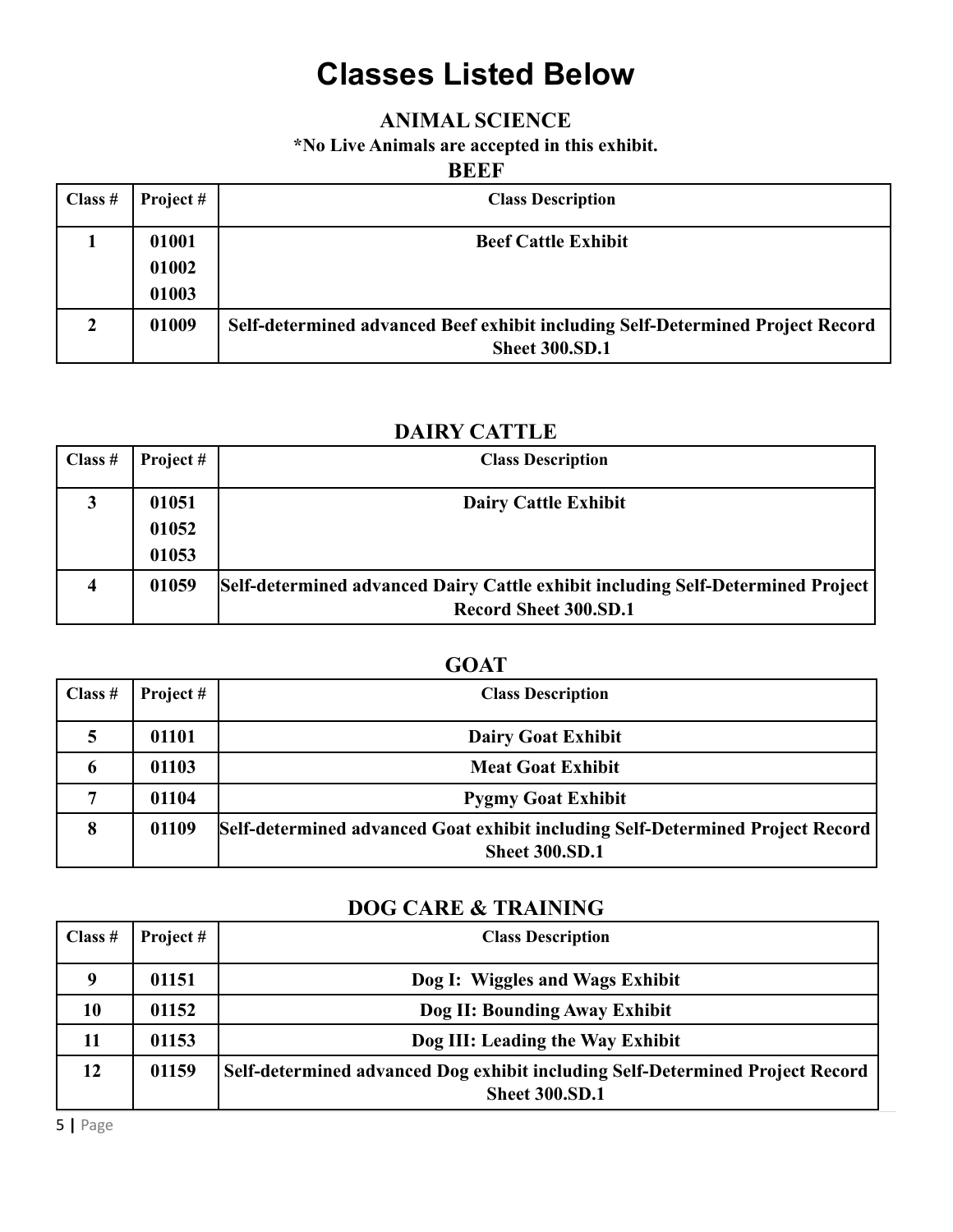# Classes Listed Below

## ANIMAL SCIENCE

**\*No Live Animals are accepted in this exhibit.**

### BEEF

| Class # | Project # | Class Description |
|---|---|---|
| 1 | 01001<br>01002<br>01003 | Beef Cattle Exhibit |
| 2 | 01009 | Self-determined advanced Beef exhibit including Self-Determined Project Record Sheet 300.SD.1 |

### DAIRY CATTLE

| Class # | Project # | Class Description |
|---|---|---|
| 3 | 01051<br>01052<br>01053 | Dairy Cattle Exhibit |
| 4 | 01059 | Self-determined advanced Dairy Cattle exhibit including Self-Determined Project Record Sheet 300.SD.1 |

### GOAT

| Class # | Project # | Class Description |
|---|---|---|
| 5 | 01101 | Dairy Goat Exhibit |
| 6 | 01103 | Meat Goat Exhibit |
| 7 | 01104 | Pygmy Goat Exhibit |
| 8 | 01109 | Self-determined advanced Goat exhibit including Self-Determined Project Record Sheet 300.SD.1 |

### DOG CARE & TRAINING

| Class # | Project # | Class Description |
|---|---|---|
| 9 | 01151 | Dog I: Wiggles and Wags Exhibit |
| 10 | 01152 | Dog II: Bounding Away Exhibit |
| 11 | 01153 | Dog III: Leading the Way Exhibit |
| 12 | 01159 | Self-determined advanced Dog exhibit including Self-Determined Project Record Sheet 300.SD.1 |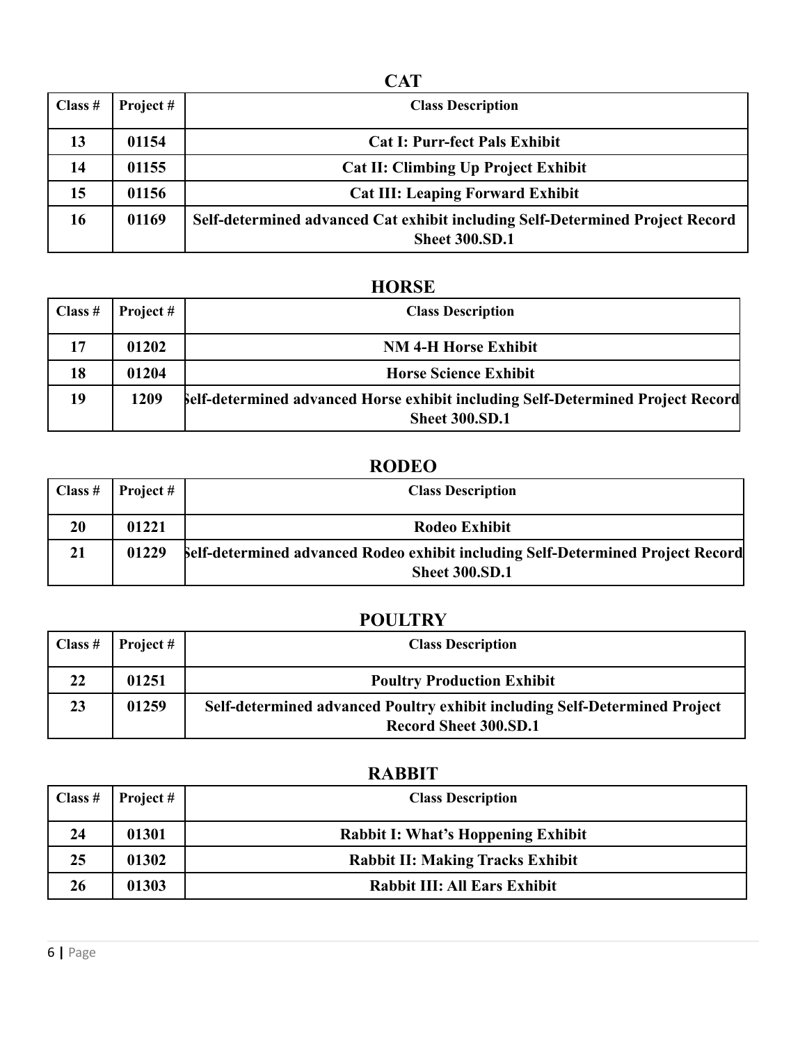## CAT

| Class # | Project # | Class Description |
|---|---|---|
| 13 | 01154 | Cat I: Purr-fect Pals Exhibit |
| 14 | 01155 | Cat II: Climbing Up Project Exhibit |
| 15 | 01156 | Cat III: Leaping Forward Exhibit |
| 16 | 01169 | Self-determined advanced Cat exhibit including Self-Determined Project Record Sheet 300.SD.1 |

## HORSE

| Class # | Project # | Class Description |
|---|---|---|
| 17 | 01202 | NM 4-H Horse Exhibit |
| 18 | 01204 | Horse Science Exhibit |
| 19 | 1209 | Self-determined advanced Horse exhibit including Self-Determined Project Record Sheet 300.SD.1 |

## RODEO

| Class # | Project # | Class Description |
|---|---|---|
| 20 | 01221 | Rodeo Exhibit |
| 21 | 01229 | Self-determined advanced Rodeo exhibit including Self-Determined Project Record Sheet 300.SD.1 |

## POULTRY

| Class # | Project # | Class Description |
|---|---|---|
| 22 | 01251 | Poultry Production Exhibit |
| 23 | 01259 | Self-determined advanced Poultry exhibit including Self-Determined Project Record Sheet 300.SD.1 |

## RABBIT

| Class # | Project # | Class Description |
|---|---|---|
| 24 | 01301 | Rabbit I: What's Hoppening Exhibit |
| 25 | 01302 | Rabbit II: Making Tracks Exhibit |
| 26 | 01303 | Rabbit III: All Ears Exhibit |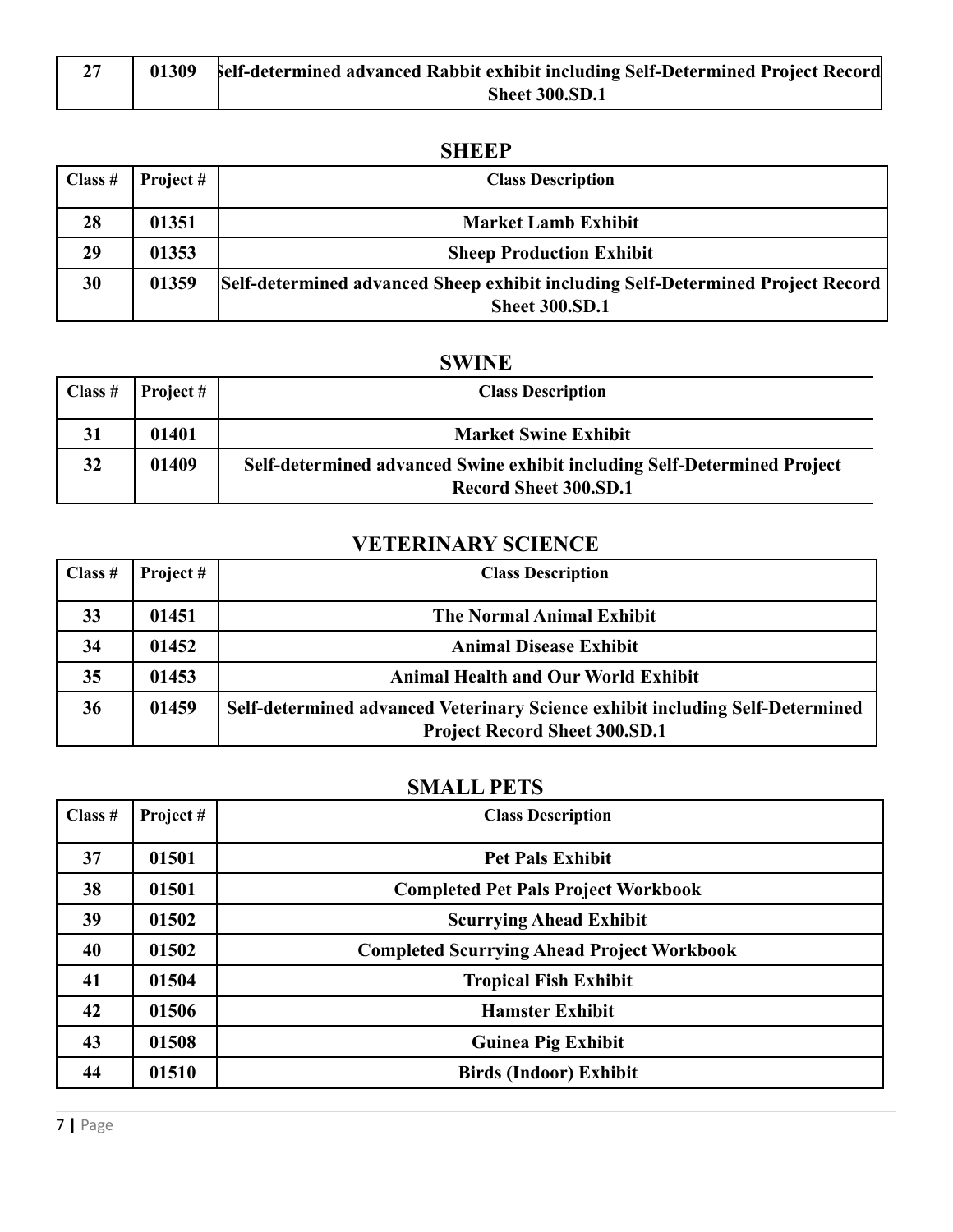| 27 | 01309 | Self-determined advanced Rabbit exhibit including Self-Determined Project Record Sheet 300.SD.1 |
|---|---|---|

## SHEEP

| Class # | Project # | Class Description |
|---|---|---|
| 28 | 01351 | Market Lamb Exhibit |
| 29 | 01353 | Sheep Production Exhibit |
| 30 | 01359 | Self-determined advanced Sheep exhibit including Self-Determined Project Record Sheet 300.SD.1 |

## SWINE

| Class # | Project # | Class Description |
|---|---|---|
| 31 | 01401 | Market Swine Exhibit |
| 32 | 01409 | Self-determined advanced Swine exhibit including Self-Determined Project Record Sheet 300.SD.1 |

## VETERINARY SCIENCE

| Class # | Project # | Class Description |
|---|---|---|
| 33 | 01451 | The Normal Animal Exhibit |
| 34 | 01452 | Animal Disease Exhibit |
| 35 | 01453 | Animal Health and Our World Exhibit |
| 36 | 01459 | Self-determined advanced Veterinary Science exhibit including Self-Determined Project Record Sheet 300.SD.1 |

## SMALL PETS

| Class # | Project # | Class Description |
|---|---|---|
| 37 | 01501 | Pet Pals Exhibit |
| 38 | 01501 | Completed Pet Pals Project Workbook |
| 39 | 01502 | Scurrying Ahead Exhibit |
| 40 | 01502 | Completed Scurrying Ahead Project Workbook |
| 41 | 01504 | Tropical Fish Exhibit |
| 42 | 01506 | Hamster Exhibit |
| 43 | 01508 | Guinea Pig Exhibit |
| 44 | 01510 | Birds (Indoor) Exhibit |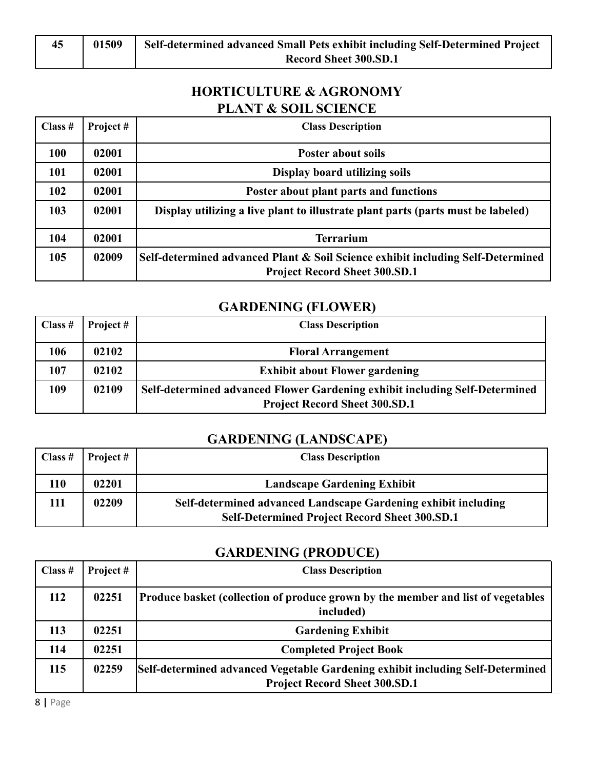| 45 | 01509 | Self-determined advanced Small Pets exhibit including Self-Determined Project Record Sheet 300.SD.1 |
|---|---|---|

## HORTICULTURE & AGRONOMY
## PLANT & SOIL SCIENCE

| Class # | Project # | Class Description |
|---|---|---|
| 100 | 02001 | Poster about soils |
| 101 | 02001 | Display board utilizing soils |
| 102 | 02001 | Poster about plant parts and functions |
| 103 | 02001 | Display utilizing a live plant to illustrate plant parts (parts must be labeled) |
| 104 | 02001 | Terrarium |
| 105 | 02009 | Self-determined advanced Plant & Soil Science exhibit including Self-Determined Project Record Sheet 300.SD.1 |

## GARDENING (FLOWER)

| Class # | Project # | Class Description |
|---|---|---|
| 106 | 02102 | Floral Arrangement |
| 107 | 02102 | Exhibit about Flower gardening |
| 109 | 02109 | Self-determined advanced Flower Gardening exhibit including Self-Determined Project Record Sheet 300.SD.1 |

## GARDENING (LANDSCAPE)

| Class # | Project # | Class Description |
|---|---|---|
| 110 | 02201 | Landscape Gardening Exhibit |
| 111 | 02209 | Self-determined advanced Landscape Gardening exhibit including Self-Determined Project Record Sheet 300.SD.1 |

## GARDENING (PRODUCE)

| Class # | Project # | Class Description |
|---|---|---|
| 112 | 02251 | Produce basket (collection of produce grown by the member and list of vegetables included) |
| 113 | 02251 | Gardening Exhibit |
| 114 | 02251 | Completed Project Book |
| 115 | 02259 | Self-determined advanced Vegetable Gardening exhibit including Self-Determined Project Record Sheet 300.SD.1 |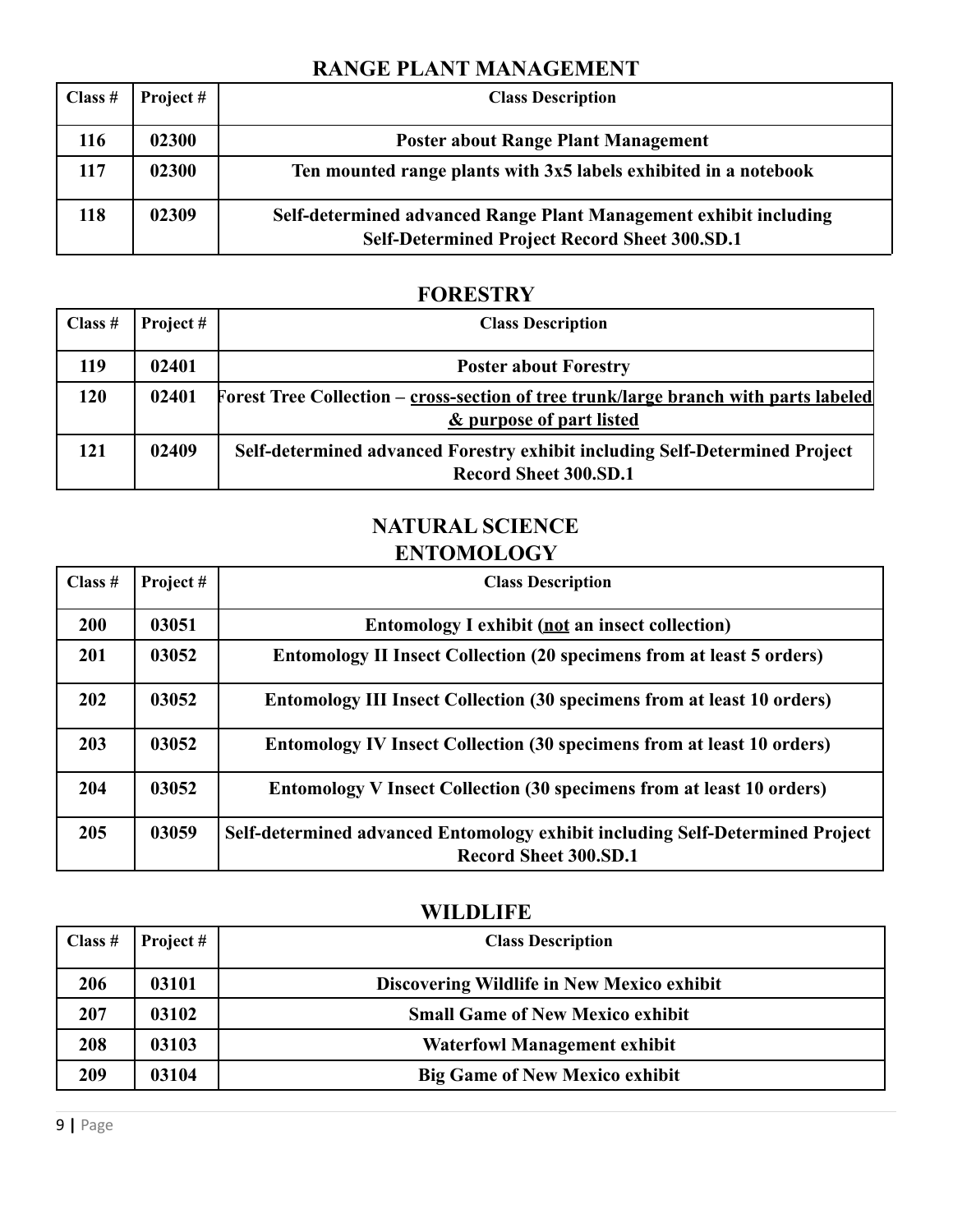## RANGE PLANT MANAGEMENT

| Class # | Project # | Class Description |
|---|---|---|
| 116 | 02300 | Poster about Range Plant Management |
| 117 | 02300 | Ten mounted range plants with 3x5 labels exhibited in a notebook |
| 118 | 02309 | Self-determined advanced Range Plant Management exhibit including Self-Determined Project Record Sheet 300.SD.1 |

## FORESTRY

| Class # | Project # | Class Description |
|---|---|---|
| 119 | 02401 | Poster about Forestry |
| 120 | 02401 | Forest Tree Collection – <u>cross-section of tree trunk/large branch with parts labeled & purpose of part listed</u> |
| 121 | 02409 | Self-determined advanced Forestry exhibit including Self-Determined Project Record Sheet 300.SD.1 |

## NATURAL SCIENCE
## ENTOMOLOGY

| Class # | Project # | Class Description |
|---|---|---|
| 200 | 03051 | Entomology I exhibit (<u>not</u> an insect collection) |
| 201 | 03052 | Entomology II Insect Collection (20 specimens from at least 5 orders) |
| 202 | 03052 | Entomology III Insect Collection (30 specimens from at least 10 orders) |
| 203 | 03052 | Entomology IV Insect Collection (30 specimens from at least 10 orders) |
| 204 | 03052 | Entomology V Insect Collection (30 specimens from at least 10 orders) |
| 205 | 03059 | Self-determined advanced Entomology exhibit including Self-Determined Project Record Sheet 300.SD.1 |

## WILDLIFE

| Class # | Project # | Class Description |
|---|---|---|
| 206 | 03101 | Discovering Wildlife in New Mexico exhibit |
| 207 | 03102 | Small Game of New Mexico exhibit |
| 208 | 03103 | Waterfowl Management exhibit |
| 209 | 03104 | Big Game of New Mexico exhibit |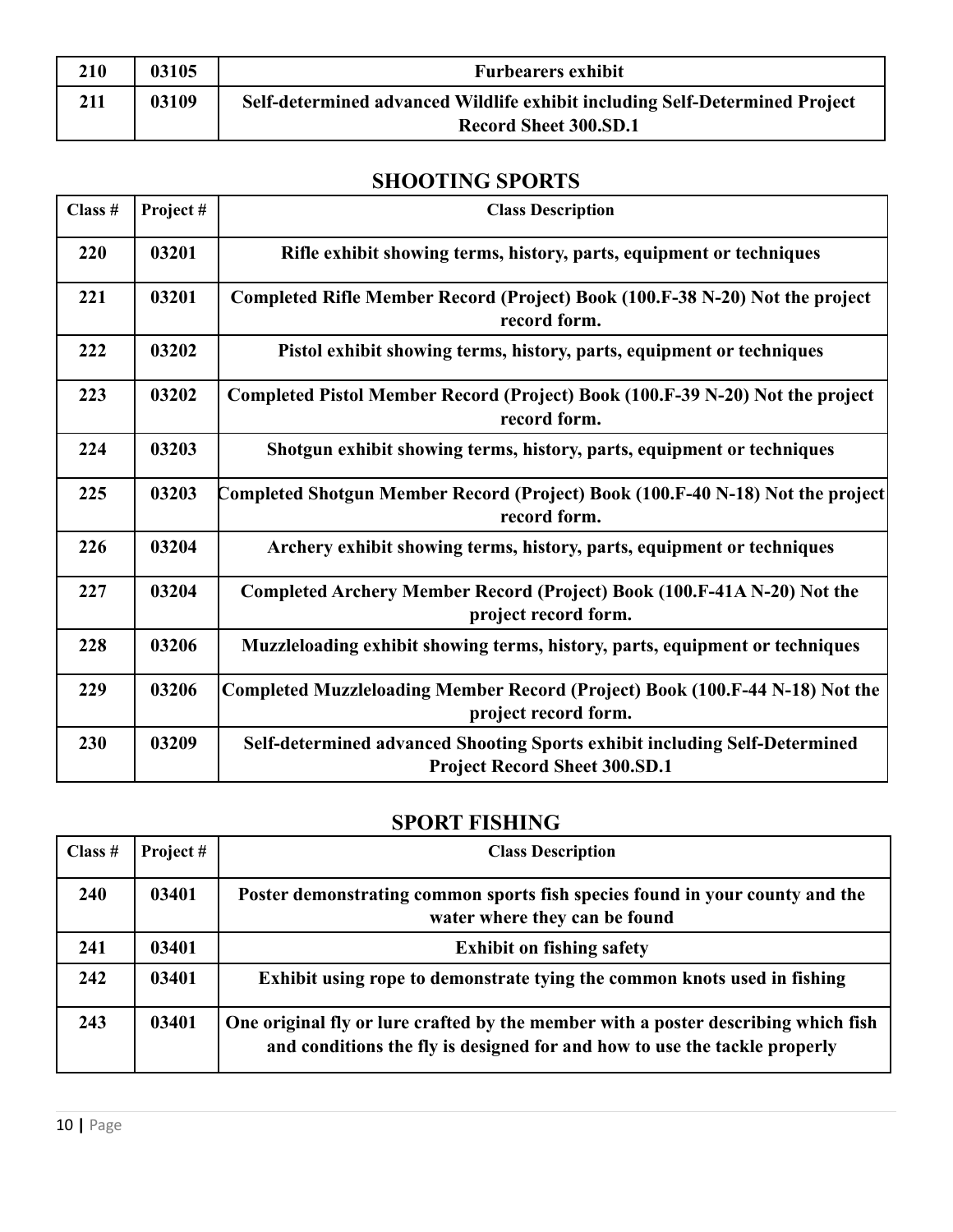| 210 | 03105 | Furbearers exhibit |
|---|---|---|
| 211 | 03109 | Self-determined advanced Wildlife exhibit including Self-Determined Project Record Sheet 300.SD.1 |

## SHOOTING SPORTS

| Class # | Project # | Class Description |
|---|---|---|
| 220 | 03201 | Rifle exhibit showing terms, history, parts, equipment or techniques |
| 221 | 03201 | Completed Rifle Member Record (Project) Book (100.F-38 N-20) Not the project record form. |
| 222 | 03202 | Pistol exhibit showing terms, history, parts, equipment or techniques |
| 223 | 03202 | Completed Pistol Member Record (Project) Book (100.F-39 N-20) Not the project record form. |
| 224 | 03203 | Shotgun exhibit showing terms, history, parts, equipment or techniques |
| 225 | 03203 | Completed Shotgun Member Record (Project) Book (100.F-40 N-18) Not the project record form. |
| 226 | 03204 | Archery exhibit showing terms, history, parts, equipment or techniques |
| 227 | 03204 | Completed Archery Member Record (Project) Book (100.F-41A N-20) Not the project record form. |
| 228 | 03206 | Muzzleloading exhibit showing terms, history, parts, equipment or techniques |
| 229 | 03206 | Completed Muzzleloading Member Record (Project) Book (100.F-44 N-18) Not the project record form. |
| 230 | 03209 | Self-determined advanced Shooting Sports exhibit including Self-Determined Project Record Sheet 300.SD.1 |

## SPORT FISHING

| Class # | Project # | Class Description |
|---|---|---|
| 240 | 03401 | Poster demonstrating common sports fish species found in your county and the water where they can be found |
| 241 | 03401 | Exhibit on fishing safety |
| 242 | 03401 | Exhibit using rope to demonstrate tying the common knots used in fishing |
| 243 | 03401 | One original fly or lure crafted by the member with a poster describing which fish and conditions the fly is designed for and how to use the tackle properly |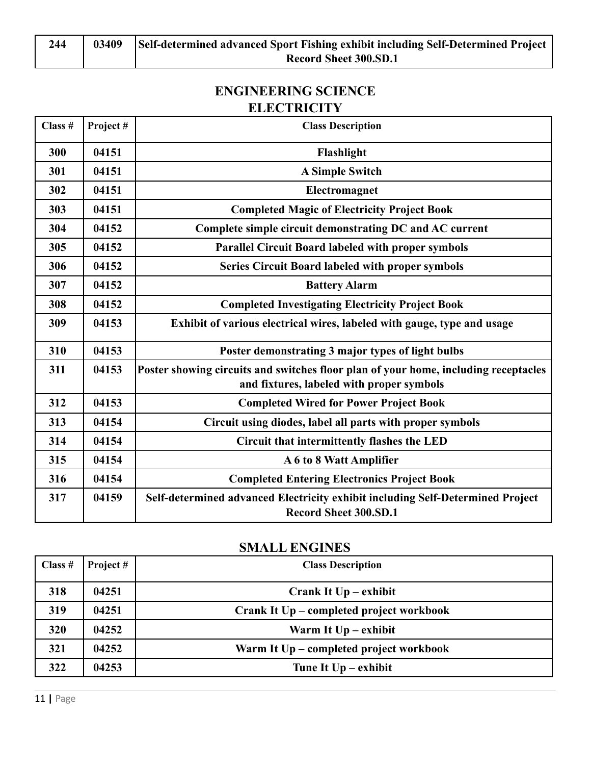| 244 | 03409 | Self-determined advanced Sport Fishing exhibit including Self-Determined Project Record Sheet 300.SD.1 |
|---|---|---|

## ENGINEERING SCIENCE

### ELECTRICITY

| Class # | Project # | Class Description |
|---|---|---|
| 300 | 04151 | Flashlight |
| 301 | 04151 | A Simple Switch |
| 302 | 04151 | Electromagnet |
| 303 | 04151 | Completed Magic of Electricity Project Book |
| 304 | 04152 | Complete simple circuit demonstrating DC and AC current |
| 305 | 04152 | Parallel Circuit Board labeled with proper symbols |
| 306 | 04152 | Series Circuit Board labeled with proper symbols |
| 307 | 04152 | Battery Alarm |
| 308 | 04152 | Completed Investigating Electricity Project Book |
| 309 | 04153 | Exhibit of various electrical wires, labeled with gauge, type and usage |
| 310 | 04153 | Poster demonstrating 3 major types of light bulbs |
| 311 | 04153 | Poster showing circuits and switches floor plan of your home, including receptacles and fixtures, labeled with proper symbols |
| 312 | 04153 | Completed Wired for Power Project Book |
| 313 | 04154 | Circuit using diodes, label all parts with proper symbols |
| 314 | 04154 | Circuit that intermittently flashes the LED |
| 315 | 04154 | A 6 to 8 Watt Amplifier |
| 316 | 04154 | Completed Entering Electronics Project Book |
| 317 | 04159 | Self-determined advanced Electricity exhibit including Self-Determined Project Record Sheet 300.SD.1 |

### SMALL ENGINES

| Class # | Project # | Class Description |
|---|---|---|
| 318 | 04251 | Crank It Up – exhibit |
| 319 | 04251 | Crank It Up – completed project workbook |
| 320 | 04252 | Warm It Up – exhibit |
| 321 | 04252 | Warm It Up – completed project workbook |
| 322 | 04253 | Tune It Up – exhibit |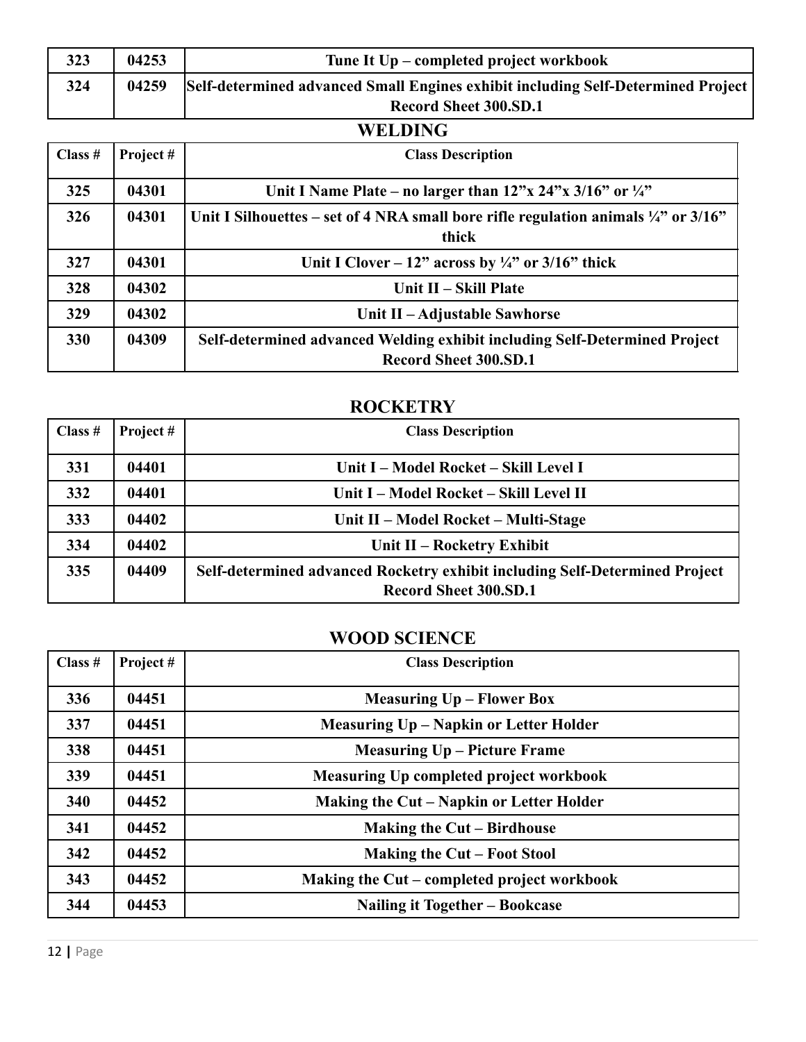| 323 | 04253 | Tune It Up – completed project workbook |
|---|---|---|
| 324 | 04259 | Self-determined advanced Small Engines exhibit including Self-Determined Project Record Sheet 300.SD.1 |

## WELDING

| Class # | Project # | Class Description |
|---|---|---|
| 325 | 04301 | Unit I Name Plate – no larger than 12"x 24"x 3/16" or ¼" |
| 326 | 04301 | Unit I Silhouettes – set of 4 NRA small bore rifle regulation animals ¼" or 3/16" thick |
| 327 | 04301 | Unit I Clover – 12" across by ¼" or 3/16" thick |
| 328 | 04302 | Unit II – Skill Plate |
| 329 | 04302 | Unit II – Adjustable Sawhorse |
| 330 | 04309 | Self-determined advanced Welding exhibit including Self-Determined Project Record Sheet 300.SD.1 |

## ROCKETRY

| Class # | Project # | Class Description |
|---|---|---|
| 331 | 04401 | Unit I – Model Rocket – Skill Level I |
| 332 | 04401 | Unit I – Model Rocket – Skill Level II |
| 333 | 04402 | Unit II – Model Rocket – Multi-Stage |
| 334 | 04402 | Unit II – Rocketry Exhibit |
| 335 | 04409 | Self-determined advanced Rocketry exhibit including Self-Determined Project Record Sheet 300.SD.1 |

## WOOD SCIENCE

| Class # | Project # | Class Description |
|---|---|---|
| 336 | 04451 | Measuring Up – Flower Box |
| 337 | 04451 | Measuring Up – Napkin or Letter Holder |
| 338 | 04451 | Measuring Up – Picture Frame |
| 339 | 04451 | Measuring Up completed project workbook |
| 340 | 04452 | Making the Cut – Napkin or Letter Holder |
| 341 | 04452 | Making the Cut – Birdhouse |
| 342 | 04452 | Making the Cut – Foot Stool |
| 343 | 04452 | Making the Cut – completed project workbook |
| 344 | 04453 | Nailing it Together – Bookcase |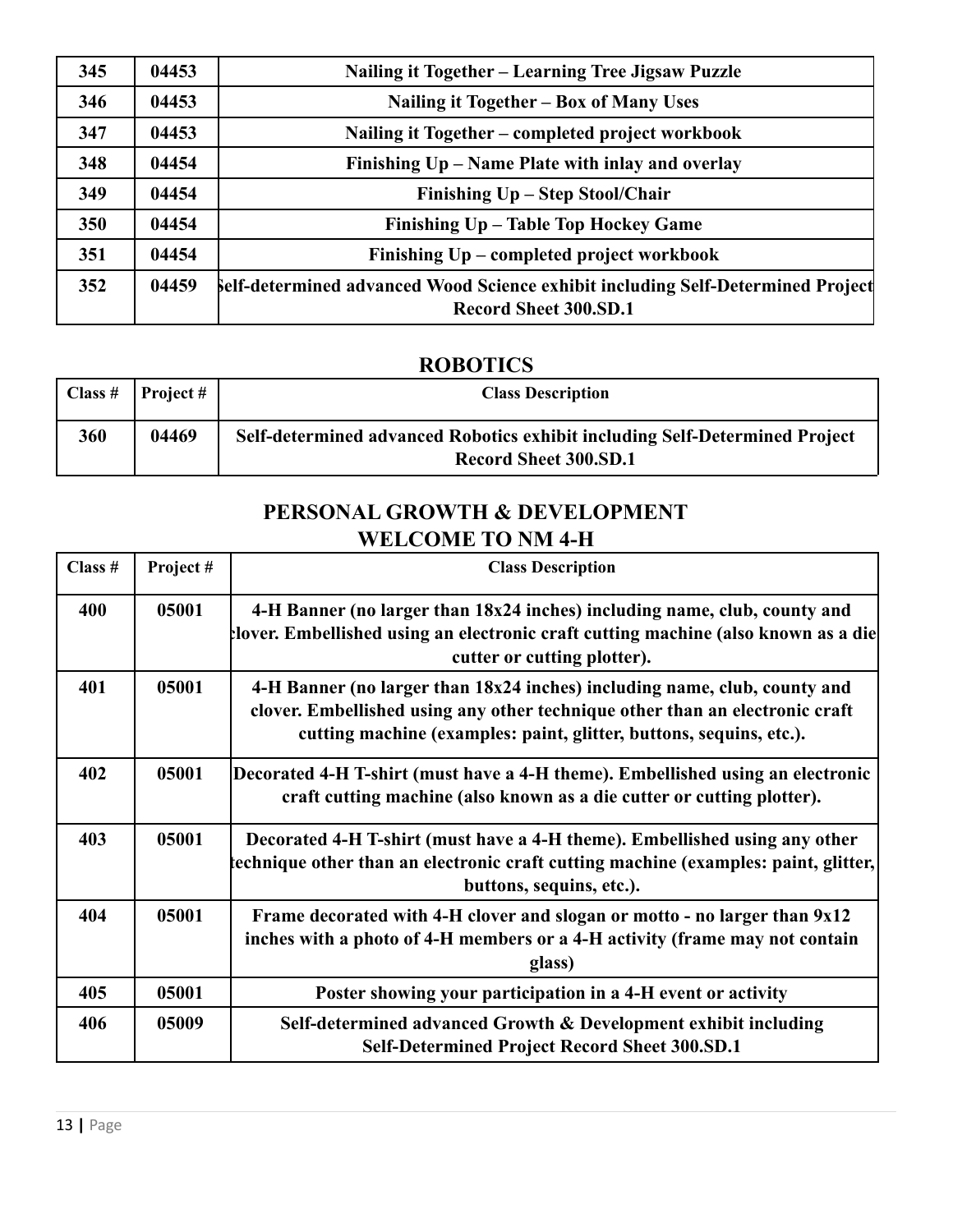| | | |
|---|---|---|
| 345 | 04453 | Nailing it Together – Learning Tree Jigsaw Puzzle |
| 346 | 04453 | Nailing it Together – Box of Many Uses |
| 347 | 04453 | Nailing it Together – completed project workbook |
| 348 | 04454 | Finishing Up – Name Plate with inlay and overlay |
| 349 | 04454 | Finishing Up – Step Stool/Chair |
| 350 | 04454 | Finishing Up – Table Top Hockey Game |
| 351 | 04454 | Finishing Up – completed project workbook |
| 352 | 04459 | Self-determined advanced Wood Science exhibit including Self-Determined Project Record Sheet 300.SD.1 |

## ROBOTICS

| Class # | Project # | Class Description |
|---|---|---|
| 360 | 04469 | Self-determined advanced Robotics exhibit including Self-Determined Project Record Sheet 300.SD.1 |

## PERSONAL GROWTH & DEVELOPMENT
## WELCOME TO NM 4-H

| Class # | Project # | Class Description |
|---|---|---|
| 400 | 05001 | 4-H Banner (no larger than 18x24 inches) including name, club, county and clover. Embellished using an electronic craft cutting machine (also known as a die cutter or cutting plotter). |
| 401 | 05001 | 4-H Banner (no larger than 18x24 inches) including name, club, county and clover. Embellished using any other technique other than an electronic craft cutting machine (examples: paint, glitter, buttons, sequins, etc.). |
| 402 | 05001 | Decorated 4-H T-shirt (must have a 4-H theme). Embellished using an electronic craft cutting machine (also known as a die cutter or cutting plotter). |
| 403 | 05001 | Decorated 4-H T-shirt (must have a 4-H theme). Embellished using any other technique other than an electronic craft cutting machine (examples: paint, glitter, buttons, sequins, etc.). |
| 404 | 05001 | Frame decorated with 4-H clover and slogan or motto - no larger than 9x12 inches with a photo of 4-H members or a 4-H activity (frame may not contain glass) |
| 405 | 05001 | Poster showing your participation in a 4-H event or activity |
| 406 | 05009 | Self-determined advanced Growth & Development exhibit including Self-Determined Project Record Sheet 300.SD.1 |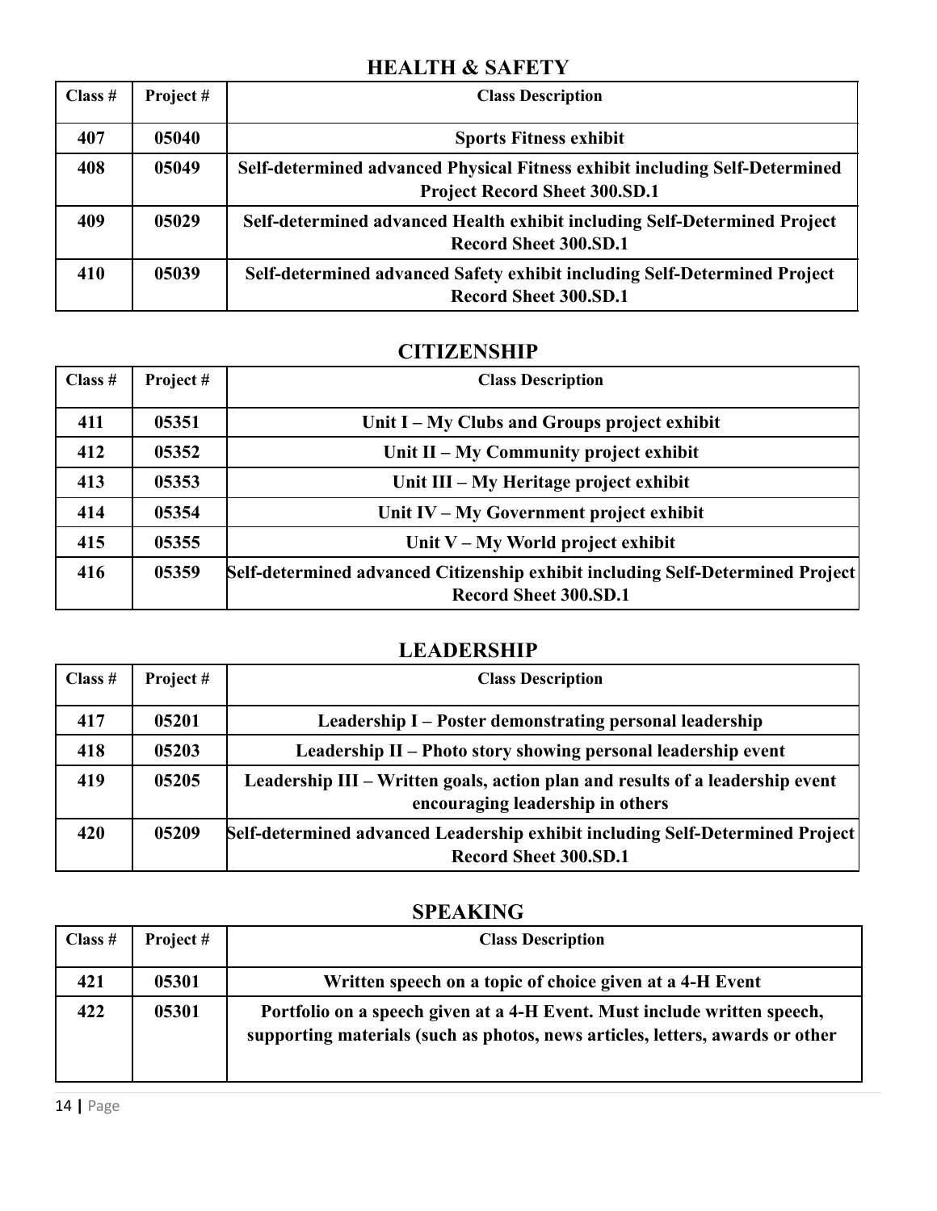## HEALTH & SAFETY

| Class # | Project # | Class Description |
|---|---|---|
| 407 | 05040 | Sports Fitness exhibit |
| 408 | 05049 | Self-determined advanced Physical Fitness exhibit including Self-Determined Project Record Sheet 300.SD.1 |
| 409 | 05029 | Self-determined advanced Health exhibit including Self-Determined Project Record Sheet 300.SD.1 |
| 410 | 05039 | Self-determined advanced Safety exhibit including Self-Determined Project Record Sheet 300.SD.1 |

## CITIZENSHIP

| Class # | Project # | Class Description |
|---|---|---|
| 411 | 05351 | Unit I – My Clubs and Groups project exhibit |
| 412 | 05352 | Unit II – My Community project exhibit |
| 413 | 05353 | Unit III – My Heritage project exhibit |
| 414 | 05354 | Unit IV – My Government project exhibit |
| 415 | 05355 | Unit V – My World project exhibit |
| 416 | 05359 | Self-determined advanced Citizenship exhibit including Self-Determined Project Record Sheet 300.SD.1 |

## LEADERSHIP

| Class # | Project # | Class Description |
|---|---|---|
| 417 | 05201 | Leadership I – Poster demonstrating personal leadership |
| 418 | 05203 | Leadership II – Photo story showing personal leadership event |
| 419 | 05205 | Leadership III – Written goals, action plan and results of a leadership event encouraging leadership in others |
| 420 | 05209 | Self-determined advanced Leadership exhibit including Self-Determined Project Record Sheet 300.SD.1 |

## SPEAKING

| Class # | Project # | Class Description |
|---|---|---|
| 421 | 05301 | Written speech on a topic of choice given at a 4-H Event |
| 422 | 05301 | Portfolio on a speech given at a 4-H Event. Must include written speech, supporting materials (such as photos, news articles, letters, awards or other |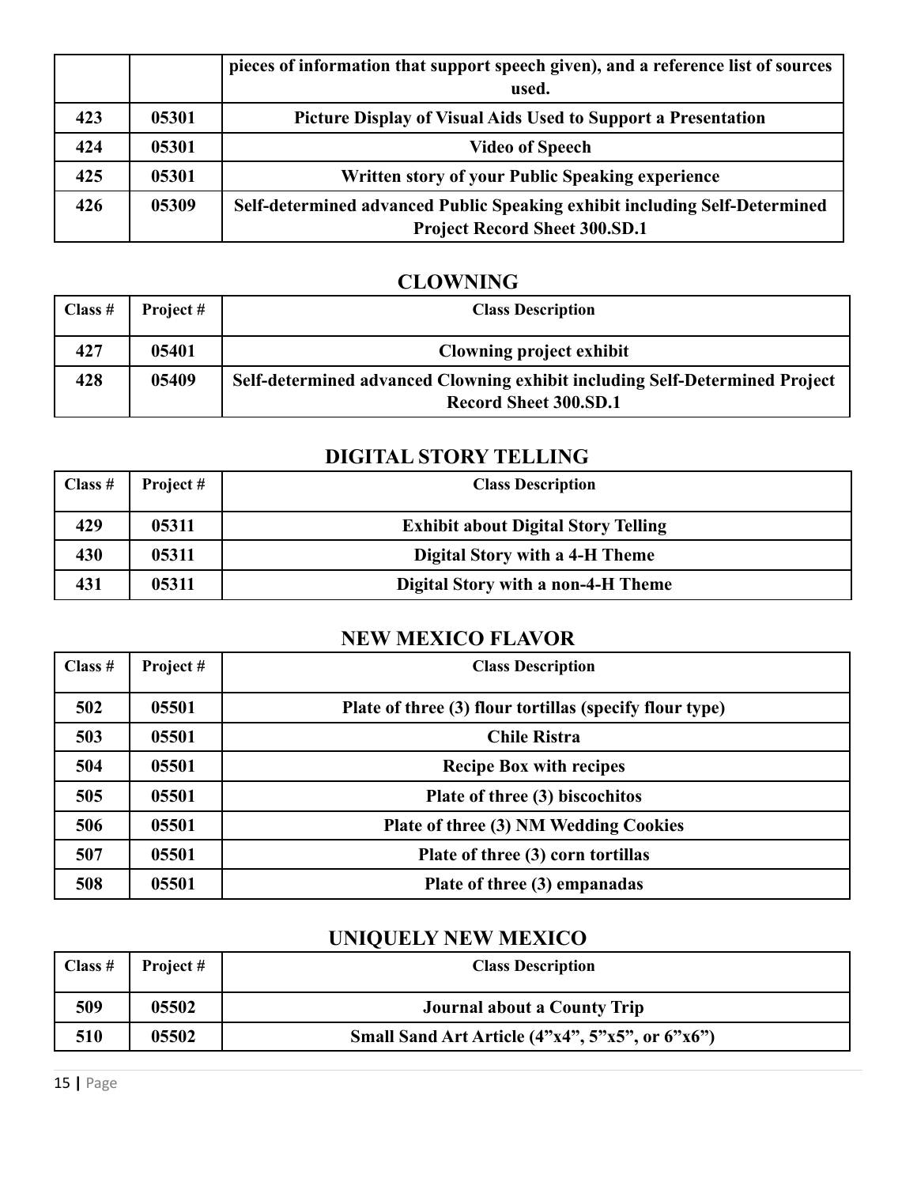| | | pieces of information that support speech given), and a reference list of sources used. |
|---|---|---|
| 423 | 05301 | Picture Display of Visual Aids Used to Support a Presentation |
| 424 | 05301 | Video of Speech |
| 425 | 05301 | Written story of your Public Speaking experience |
| 426 | 05309 | Self-determined advanced Public Speaking exhibit including Self-Determined Project Record Sheet 300.SD.1 |

## CLOWNING

| Class # | Project # | Class Description |
|---|---|---|
| 427 | 05401 | Clowning project exhibit |
| 428 | 05409 | Self-determined advanced Clowning exhibit including Self-Determined Project Record Sheet 300.SD.1 |

## DIGITAL STORY TELLING

| Class # | Project # | Class Description |
|---|---|---|
| 429 | 05311 | Exhibit about Digital Story Telling |
| 430 | 05311 | Digital Story with a 4-H Theme |
| 431 | 05311 | Digital Story with a non-4-H Theme |

## NEW MEXICO FLAVOR

| Class # | Project # | Class Description |
|---|---|---|
| 502 | 05501 | Plate of three (3) flour tortillas (specify flour type) |
| 503 | 05501 | Chile Ristra |
| 504 | 05501 | Recipe Box with recipes |
| 505 | 05501 | Plate of three (3) biscochitos |
| 506 | 05501 | Plate of three (3) NM Wedding Cookies |
| 507 | 05501 | Plate of three (3) corn tortillas |
| 508 | 05501 | Plate of three (3) empanadas |

## UNIQUELY NEW MEXICO

| Class # | Project # | Class Description |
|---|---|---|
| 509 | 05502 | Journal about a County Trip |
| 510 | 05502 | Small Sand Art Article (4"x4", 5"x5", or 6"x6") |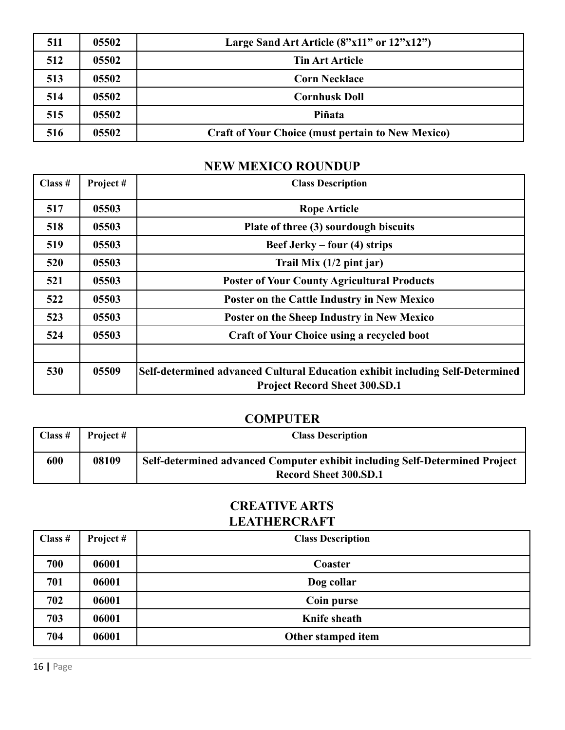| 511 | 05502 | Large Sand Art Article (8”x11” or 12”x12”) |
|---|---|---|
| 512 | 05502 | Tin Art Article |
| 513 | 05502 | Corn Necklace |
| 514 | 05502 | Cornhusk Doll |
| 515 | 05502 | Piñata |
| 516 | 05502 | Craft of Your Choice (must pertain to New Mexico) |

## NEW MEXICO ROUNDUP

| Class # | Project # | Class Description |
|---|---|---|
| 517 | 05503 | Rope Article |
| 518 | 05503 | Plate of three (3) sourdough biscuits |
| 519 | 05503 | Beef Jerky – four (4) strips |
| 520 | 05503 | Trail Mix (1/2 pint jar) |
| 521 | 05503 | Poster of Your County Agricultural Products |
| 522 | 05503 | Poster on the Cattle Industry in New Mexico |
| 523 | 05503 | Poster on the Sheep Industry in New Mexico |
| 524 | 05503 | Craft of Your Choice using a recycled boot |
| | | |
| 530 | 05509 | Self-determined advanced Cultural Education exhibit including Self-Determined Project Record Sheet 300.SD.1 |

## COMPUTER

| Class # | Project # | Class Description |
|---|---|---|
| 600 | 08109 | Self-determined advanced Computer exhibit including Self-Determined Project Record Sheet 300.SD.1 |

## CREATIVE ARTS

## LEATHERCRAFT

| Class # | Project # | Class Description |
|---|---|---|
| 700 | 06001 | Coaster |
| 701 | 06001 | Dog collar |
| 702 | 06001 | Coin purse |
| 703 | 06001 | Knife sheath |
| 704 | 06001 | Other stamped item |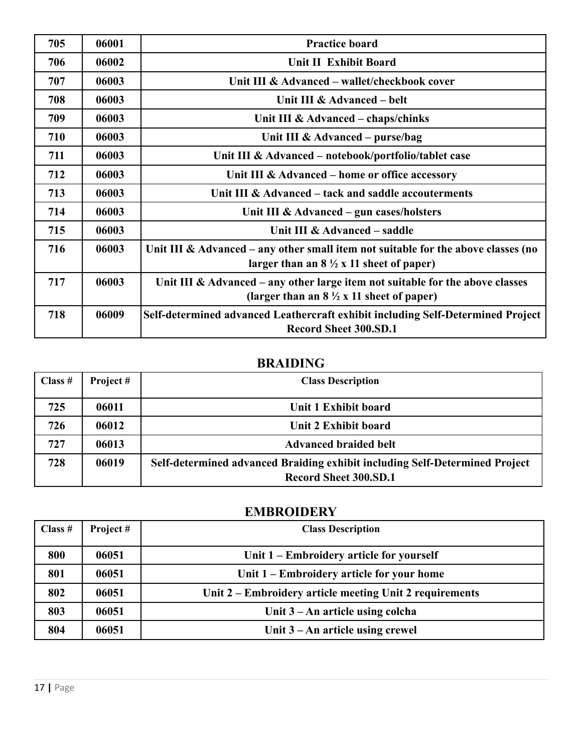| | | |
|---|---|---|
| **705** | **06001** | **Practice board** |
| **706** | **06002** | **Unit II Exhibit Board** |
| **707** | **06003** | **Unit III & Advanced – wallet/checkbook cover** |
| **708** | **06003** | **Unit III & Advanced – belt** |
| **709** | **06003** | **Unit III & Advanced – chaps/chinks** |
| **710** | **06003** | **Unit III & Advanced – purse/bag** |
| **711** | **06003** | **Unit III & Advanced – notebook/portfolio/tablet case** |
| **712** | **06003** | **Unit III & Advanced – home or office accessory** |
| **713** | **06003** | **Unit III & Advanced – tack and saddle accouterments** |
| **714** | **06003** | **Unit III & Advanced – gun cases/holsters** |
| **715** | **06003** | **Unit III & Advanced – saddle** |
| **716** | **06003** | **Unit III & Advanced – any other small item not suitable for the above classes (no larger than an 8 ½ x 11 sheet of paper)** |
| **717** | **06003** | **Unit III & Advanced – any other large item not suitable for the above classes (larger than an 8 ½ x 11 sheet of paper)** |
| **718** | **06009** | **Self-determined advanced Leathercraft exhibit including Self-Determined Project Record Sheet 300.SD.1** |

## BRAIDING

| Class # | Project # | Class Description |
|---|---|---|
| **725** | **06011** | **Unit 1 Exhibit board** |
| **726** | **06012** | **Unit 2 Exhibit board** |
| **727** | **06013** | **Advanced braided belt** |
| **728** | **06019** | **Self-determined advanced Braiding exhibit including Self-Determined Project Record Sheet 300.SD.1** |

## EMBROIDERY

| Class # | Project # | Class Description |
|---|---|---|
| **800** | **06051** | **Unit 1 – Embroidery article for yourself** |
| **801** | **06051** | **Unit 1 – Embroidery article for your home** |
| **802** | **06051** | **Unit 2 – Embroidery article meeting Unit 2 requirements** |
| **803** | **06051** | **Unit 3 – An article using colcha** |
| **804** | **06051** | **Unit 3 – An article using crewel** |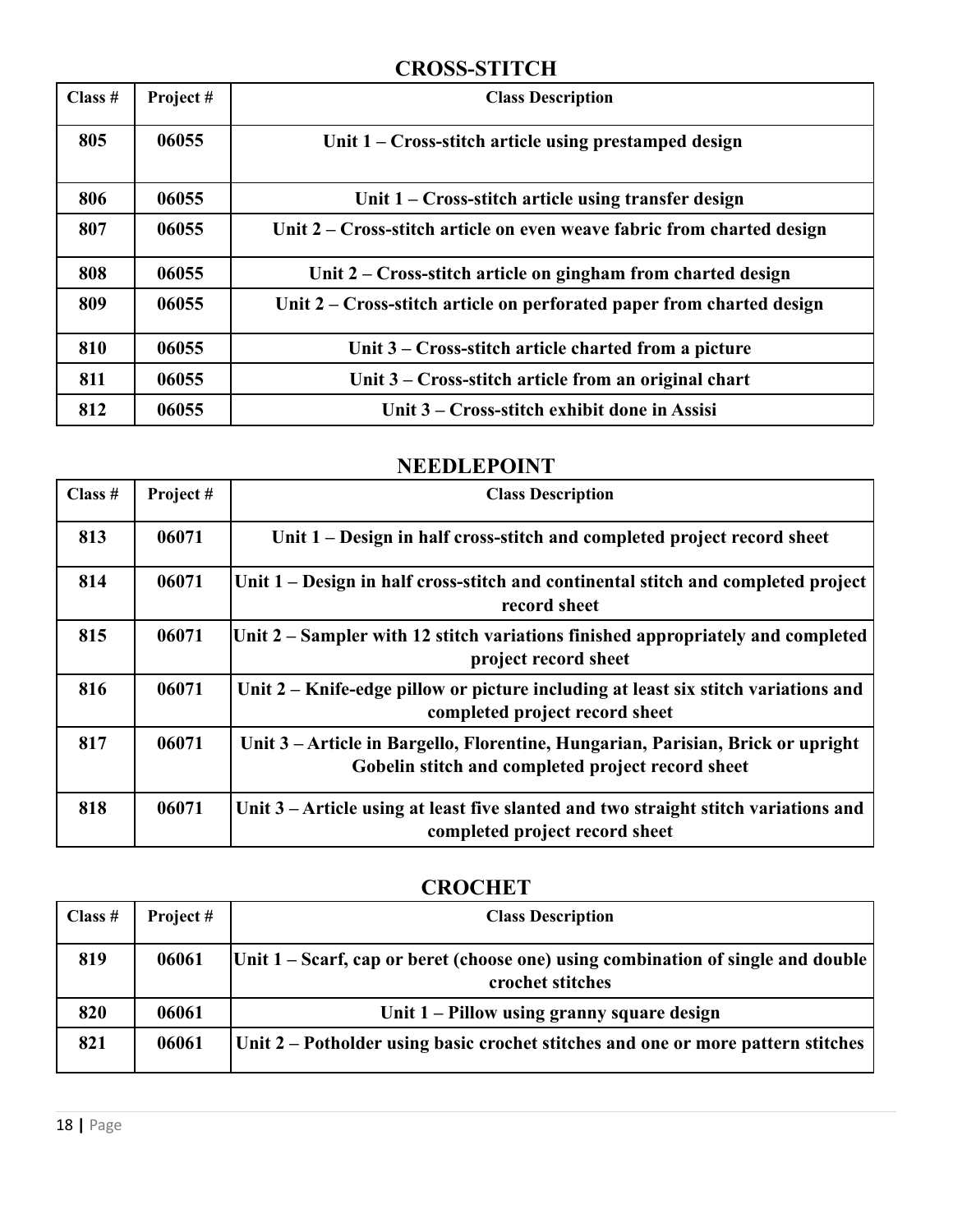## CROSS-STITCH

| Class # | Project # | Class Description |
|---|---|---|
| 805 | 06055 | Unit 1 – Cross-stitch article using prestamped design |
| 806 | 06055 | Unit 1 – Cross-stitch article using transfer design |
| 807 | 06055 | Unit 2 – Cross-stitch article on even weave fabric from charted design |
| 808 | 06055 | Unit 2 – Cross-stitch article on gingham from charted design |
| 809 | 06055 | Unit 2 – Cross-stitch article on perforated paper from charted design |
| 810 | 06055 | Unit 3 – Cross-stitch article charted from a picture |
| 811 | 06055 | Unit 3 – Cross-stitch article from an original chart |
| 812 | 06055 | Unit 3 – Cross-stitch exhibit done in Assisi |

## NEEDLEPOINT

| Class # | Project # | Class Description |
|---|---|---|
| 813 | 06071 | Unit 1 – Design in half cross-stitch and completed project record sheet |
| 814 | 06071 | Unit 1 – Design in half cross-stitch and continental stitch and completed project record sheet |
| 815 | 06071 | Unit 2 – Sampler with 12 stitch variations finished appropriately and completed project record sheet |
| 816 | 06071 | Unit 2 – Knife-edge pillow or picture including at least six stitch variations and completed project record sheet |
| 817 | 06071 | Unit 3 – Article in Bargello, Florentine, Hungarian, Parisian, Brick or upright Gobelin stitch and completed project record sheet |
| 818 | 06071 | Unit 3 – Article using at least five slanted and two straight stitch variations and completed project record sheet |

## CROCHET

| Class # | Project # | Class Description |
|---|---|---|
| 819 | 06061 | Unit 1 – Scarf, cap or beret (choose one) using combination of single and double crochet stitches |
| 820 | 06061 | Unit 1 – Pillow using granny square design |
| 821 | 06061 | Unit 2 – Potholder using basic crochet stitches and one or more pattern stitches |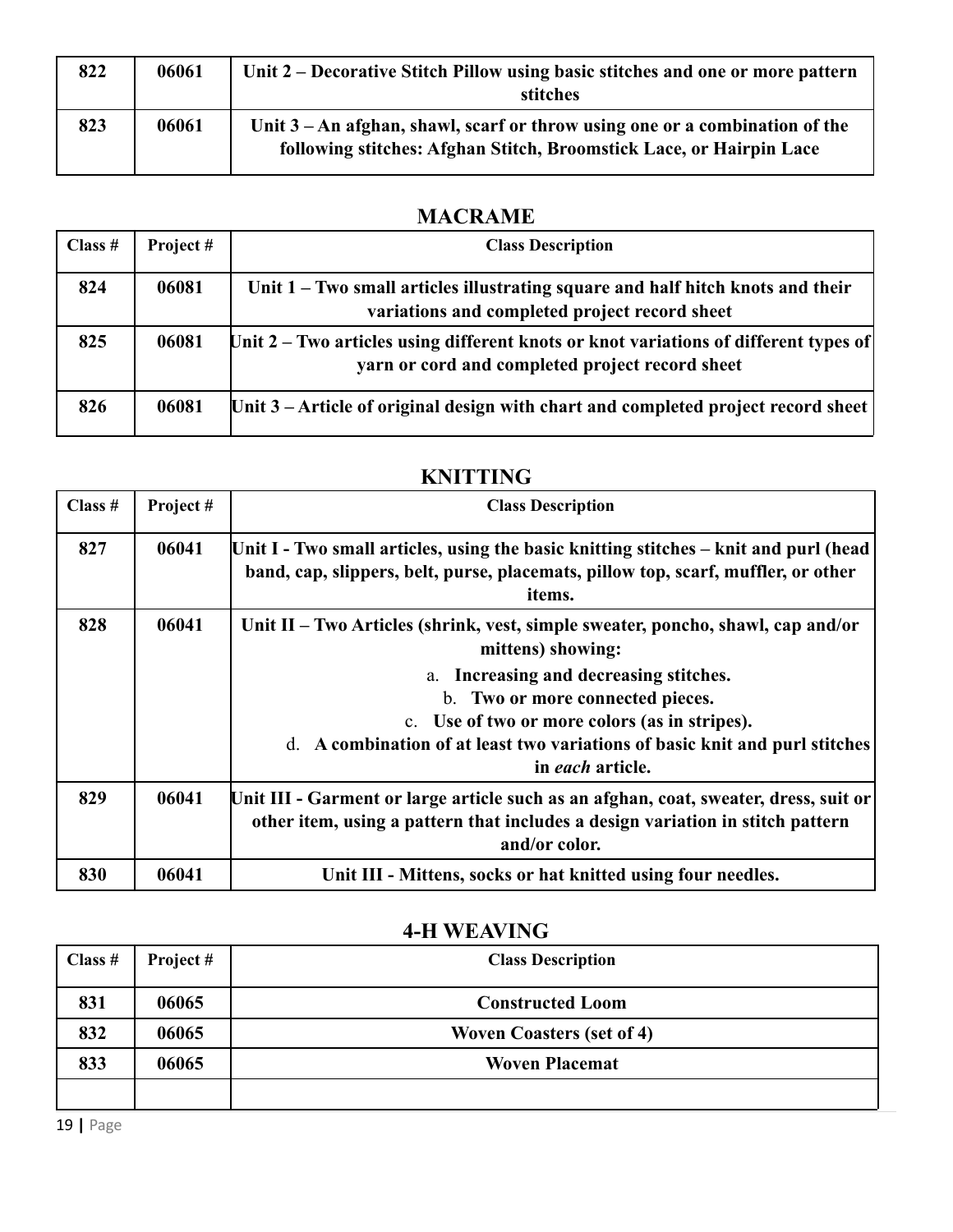| | | |
|---|---|---|
| **822** | **06061** | **Unit 2 – Decorative Stitch Pillow using basic stitches and one or more pattern stitches** |
| **823** | **06061** | **Unit 3 – An afghan, shawl, scarf or throw using one or a combination of the following stitches: Afghan Stitch, Broomstick Lace, or Hairpin Lace** |

## MACRAME

| Class # | Project # | Class Description |
|---|---|---|
| **824** | **06081** | **Unit 1 – Two small articles illustrating square and half hitch knots and their variations and completed project record sheet** |
| **825** | **06081** | **Unit 2 – Two articles using different knots or knot variations of different types of yarn or cord and completed project record sheet** |
| **826** | **06081** | **Unit 3 – Article of original design with chart and completed project record sheet** |

## KNITTING

| Class # | Project # | Class Description |
|---|---|---|
| **827** | **06041** | **Unit I - Two small articles, using the basic knitting stitches – knit and purl (head band, cap, slippers, belt, purse, placemats, pillow top, scarf, muffler, or other items.** |
| **828** | **06041** | **Unit II – Two Articles (shrink, vest, simple sweater, poncho, shawl, cap and/or mittens) showing:** a. **Increasing and decreasing stitches.** b. **Two or more connected pieces.** c. **Use of two or more colors (as in stripes).** d. **A combination of at least two variations of basic knit and purl stitches in *each* article.** |
| **829** | **06041** | **Unit III - Garment or large article such as an afghan, coat, sweater, dress, suit or other item, using a pattern that includes a design variation in stitch pattern and/or color.** |
| **830** | **06041** | **Unit III - Mittens, socks or hat knitted using four needles.** |

## 4-H WEAVING

| Class # | Project # | Class Description |
|---|---|---|
| **831** | **06065** | **Constructed Loom** |
| **832** | **06065** | **Woven Coasters (set of 4)** |
| **833** | **06065** | **Woven Placemat** |
| | | |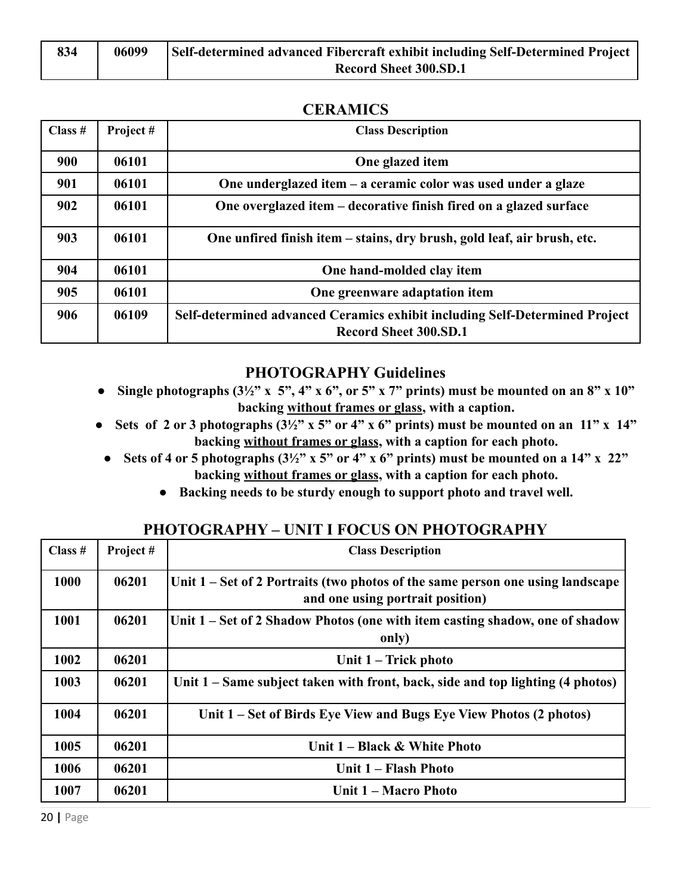| 834 | 06099 | Self-determined advanced Fibercraft exhibit including Self-Determined Project Record Sheet 300.SD.1 |
|---|---|---|

## CERAMICS

| Class # | Project # | Class Description |
|---|---|---|
| 900 | 06101 | One glazed item |
| 901 | 06101 | One underglazed item – a ceramic color was used under a glaze |
| 902 | 06101 | One overglazed item – decorative finish fired on a glazed surface |
| 903 | 06101 | One unfired finish item – stains, dry brush, gold leaf, air brush, etc. |
| 904 | 06101 | One hand-molded clay item |
| 905 | 06101 | One greenware adaptation item |
| 906 | 06109 | Self-determined advanced Ceramics exhibit including Self-Determined Project Record Sheet 300.SD.1 |

## PHOTOGRAPHY Guidelines

- **Single photographs (3½" x 5", 4" x 6", or 5" x 7" prints) must be mounted on an 8" x 10" backing <u>without frames or glass</u>, with a caption.**
- **Sets of 2 or 3 photographs (3½" x 5" or 4" x 6" prints) must be mounted on an 11" x 14" backing <u>without frames or glass</u>, with a caption for each photo.**
- **Sets of 4 or 5 photographs (3½" x 5" or 4" x 6" prints) must be mounted on a 14" x 22" backing <u>without frames or glass</u>, with a caption for each photo.**
- **Backing needs to be sturdy enough to support photo and travel well.**

## PHOTOGRAPHY – UNIT I FOCUS ON PHOTOGRAPHY

| Class # | Project # | Class Description |
|---|---|---|
| 1000 | 06201 | Unit 1 – Set of 2 Portraits (two photos of the same person one using landscape and one using portrait position) |
| 1001 | 06201 | Unit 1 – Set of 2 Shadow Photos (one with item casting shadow, one of shadow only) |
| 1002 | 06201 | Unit 1 – Trick photo |
| 1003 | 06201 | Unit 1 – Same subject taken with front, back, side and top lighting (4 photos) |
| 1004 | 06201 | Unit 1 – Set of Birds Eye View and Bugs Eye View Photos (2 photos) |
| 1005 | 06201 | Unit 1 – Black & White Photo |
| 1006 | 06201 | Unit 1 – Flash Photo |
| 1007 | 06201 | Unit 1 – Macro Photo |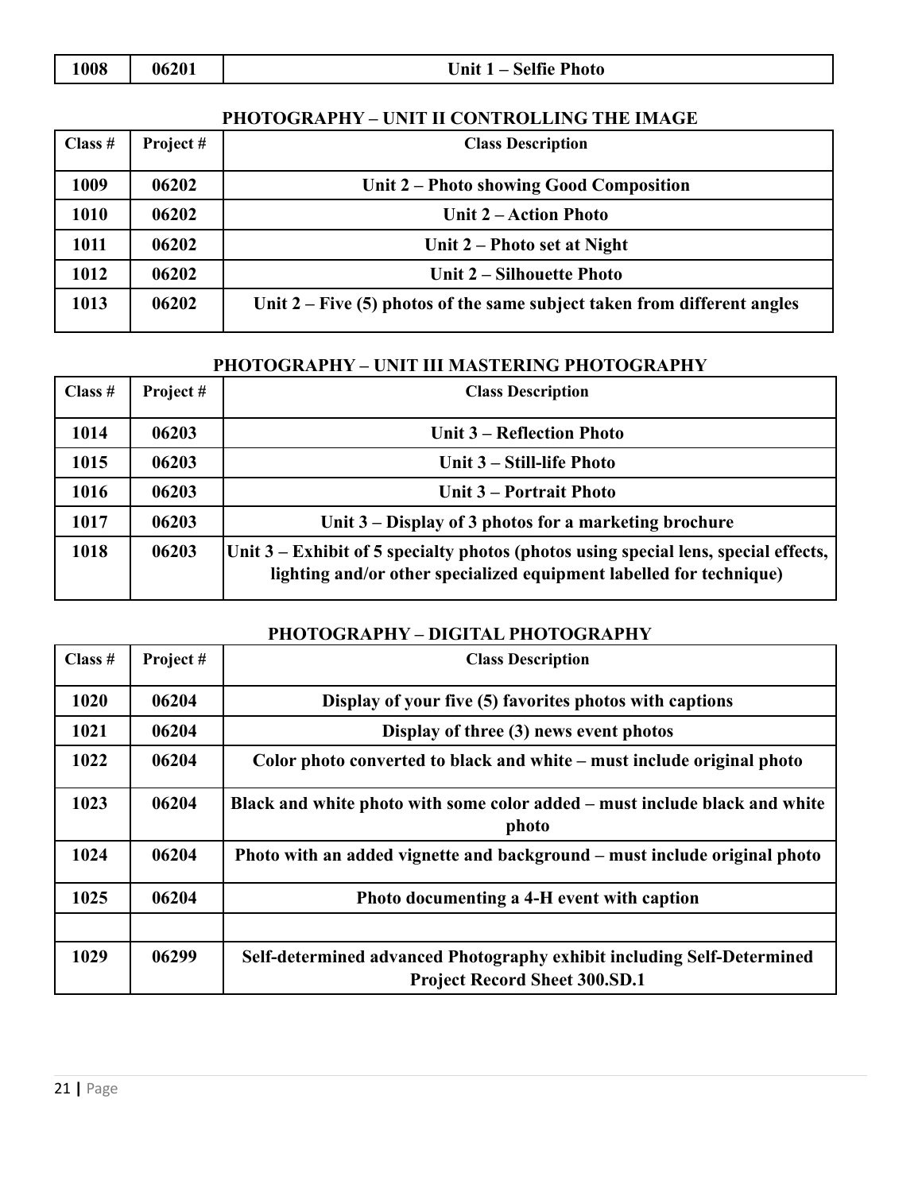| 1008 | 06201 | Unit 1 – Selfie Photo |
|---|---|---|

### PHOTOGRAPHY – UNIT II CONTROLLING THE IMAGE

| Class # | Project # | Class Description |
|---|---|---|
| 1009 | 06202 | Unit 2 – Photo showing Good Composition |
| 1010 | 06202 | Unit 2 – Action Photo |
| 1011 | 06202 | Unit 2 – Photo set at Night |
| 1012 | 06202 | Unit 2 – Silhouette Photo |
| 1013 | 06202 | Unit 2 – Five (5) photos of the same subject taken from different angles |

### PHOTOGRAPHY – UNIT III MASTERING PHOTOGRAPHY

| Class # | Project # | Class Description |
|---|---|---|
| 1014 | 06203 | Unit 3 – Reflection Photo |
| 1015 | 06203 | Unit 3 – Still-life Photo |
| 1016 | 06203 | Unit 3 – Portrait Photo |
| 1017 | 06203 | Unit 3 – Display of 3 photos for a marketing brochure |
| 1018 | 06203 | Unit 3 – Exhibit of 5 specialty photos (photos using special lens, special effects, lighting and/or other specialized equipment labelled for technique) |

### PHOTOGRAPHY – DIGITAL PHOTOGRAPHY

| Class # | Project # | Class Description |
|---|---|---|
| 1020 | 06204 | Display of your five (5) favorites photos with captions |
| 1021 | 06204 | Display of three (3) news event photos |
| 1022 | 06204 | Color photo converted to black and white – must include original photo |
| 1023 | 06204 | Black and white photo with some color added – must include black and white photo |
| 1024 | 06204 | Photo with an added vignette and background – must include original photo |
| 1025 | 06204 | Photo documenting a 4-H event with caption |
| | | |
| 1029 | 06299 | Self-determined advanced Photography exhibit including Self-Determined Project Record Sheet 300.SD.1 |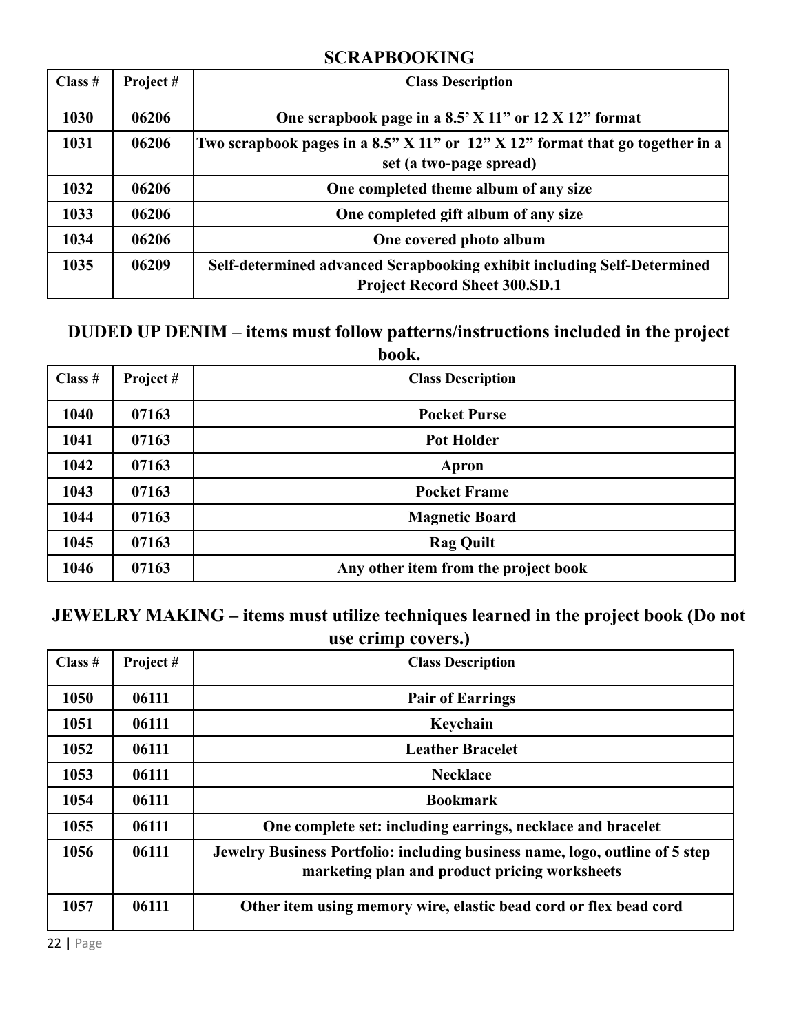## SCRAPBOOKING

| Class # | Project # | Class Description |
|---|---|---|
| 1030 | 06206 | One scrapbook page in a 8.5' X 11" or 12 X 12" format |
| 1031 | 06206 | Two scrapbook pages in a 8.5" X 11" or 12" X 12" format that go together in a set (a two-page spread) |
| 1032 | 06206 | One completed theme album of any size |
| 1033 | 06206 | One completed gift album of any size |
| 1034 | 06206 | One covered photo album |
| 1035 | 06209 | Self-determined advanced Scrapbooking exhibit including Self-Determined Project Record Sheet 300.SD.1 |

## DUDED UP DENIM – items must follow patterns/instructions included in the project book.

| Class # | Project # | Class Description |
|---|---|---|
| 1040 | 07163 | Pocket Purse |
| 1041 | 07163 | Pot Holder |
| 1042 | 07163 | Apron |
| 1043 | 07163 | Pocket Frame |
| 1044 | 07163 | Magnetic Board |
| 1045 | 07163 | Rag Quilt |
| 1046 | 07163 | Any other item from the project book |

## JEWELRY MAKING – items must utilize techniques learned in the project book (Do not use crimp covers.)

| Class # | Project # | Class Description |
|---|---|---|
| 1050 | 06111 | Pair of Earrings |
| 1051 | 06111 | Keychain |
| 1052 | 06111 | Leather Bracelet |
| 1053 | 06111 | Necklace |
| 1054 | 06111 | Bookmark |
| 1055 | 06111 | One complete set: including earrings, necklace and bracelet |
| 1056 | 06111 | Jewelry Business Portfolio: including business name, logo, outline of 5 step marketing plan and product pricing worksheets |
| 1057 | 06111 | Other item using memory wire, elastic bead cord or flex bead cord |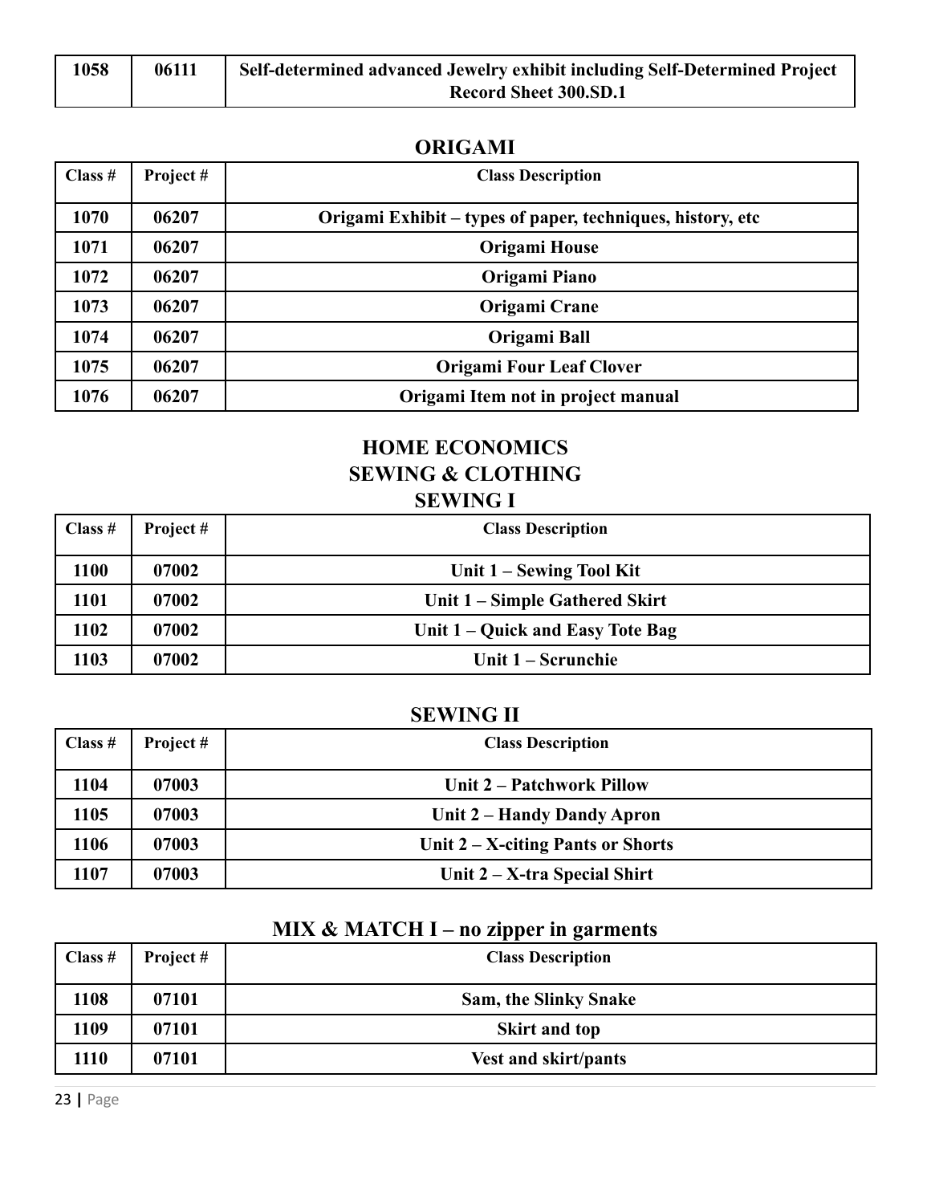| | | |
|---|---|---|
| 1058 | 06111 | Self-determined advanced Jewelry exhibit including Self-Determined Project Record Sheet 300.SD.1 |

## ORIGAMI

| Class # | Project # | Class Description |
|---|---|---|
| 1070 | 06207 | Origami Exhibit – types of paper, techniques, history, etc |
| 1071 | 06207 | Origami House |
| 1072 | 06207 | Origami Piano |
| 1073 | 06207 | Origami Crane |
| 1074 | 06207 | Origami Ball |
| 1075 | 06207 | Origami Four Leaf Clover |
| 1076 | 06207 | Origami Item not in project manual |

## HOME ECONOMICS
## SEWING & CLOTHING
## SEWING I

| Class # | Project # | Class Description |
|---|---|---|
| 1100 | 07002 | Unit 1 – Sewing Tool Kit |
| 1101 | 07002 | Unit 1 – Simple Gathered Skirt |
| 1102 | 07002 | Unit 1 – Quick and Easy Tote Bag |
| 1103 | 07002 | Unit 1 – Scrunchie |

## SEWING II

| Class # | Project # | Class Description |
|---|---|---|
| 1104 | 07003 | Unit 2 – Patchwork Pillow |
| 1105 | 07003 | Unit 2 – Handy Dandy Apron |
| 1106 | 07003 | Unit 2 – X-citing Pants or Shorts |
| 1107 | 07003 | Unit 2 – X-tra Special Shirt |

## MIX & MATCH I – no zipper in garments

| Class # | Project # | Class Description |
|---|---|---|
| 1108 | 07101 | Sam, the Slinky Snake |
| 1109 | 07101 | Skirt and top |
| 1110 | 07101 | Vest and skirt/pants |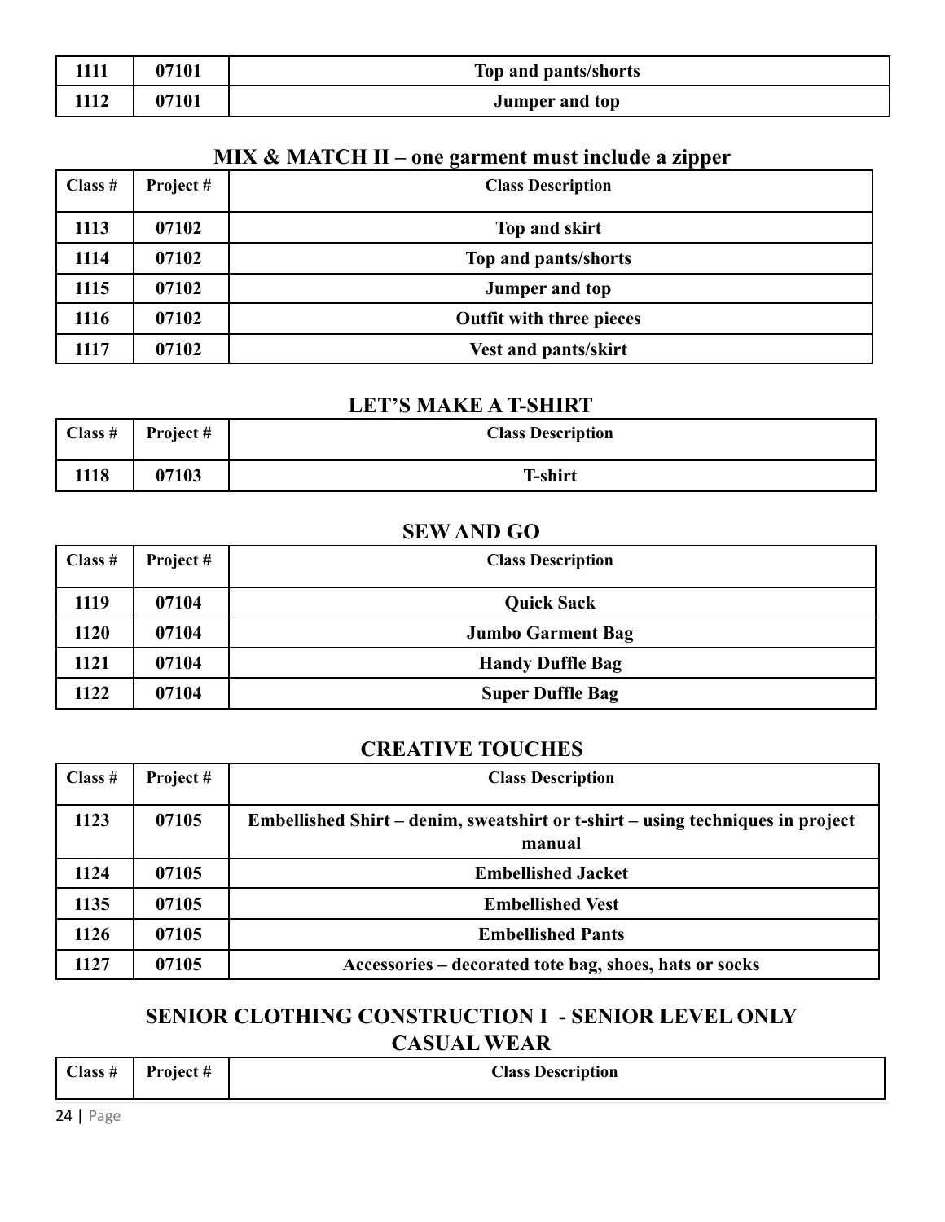| 1111 | 07101 | Top and pants/shorts |
|---|---|---|
| 1112 | 07101 | Jumper and top |

## MIX & MATCH II – one garment must include a zipper

| Class # | Project # | Class Description |
|---|---|---|
| 1113 | 07102 | Top and skirt |
| 1114 | 07102 | Top and pants/shorts |
| 1115 | 07102 | Jumper and top |
| 1116 | 07102 | Outfit with three pieces |
| 1117 | 07102 | Vest and pants/skirt |

## LET'S MAKE A T-SHIRT

| Class # | Project # | Class Description |
|---|---|---|
| 1118 | 07103 | T-shirt |

## SEW AND GO

| Class # | Project # | Class Description |
|---|---|---|
| 1119 | 07104 | Quick Sack |
| 1120 | 07104 | Jumbo Garment Bag |
| 1121 | 07104 | Handy Duffle Bag |
| 1122 | 07104 | Super Duffle Bag |

## CREATIVE TOUCHES

| Class # | Project # | Class Description |
|---|---|---|
| 1123 | 07105 | Embellished Shirt – denim, sweatshirt or t-shirt – using techniques in project manual |
| 1124 | 07105 | Embellished Jacket |
| 1135 | 07105 | Embellished Vest |
| 1126 | 07105 | Embellished Pants |
| 1127 | 07105 | Accessories – decorated tote bag, shoes, hats or socks |

## SENIOR CLOTHING CONSTRUCTION I - SENIOR LEVEL ONLY CASUAL WEAR

| Class # | Project # | Class Description |
|---|---|---|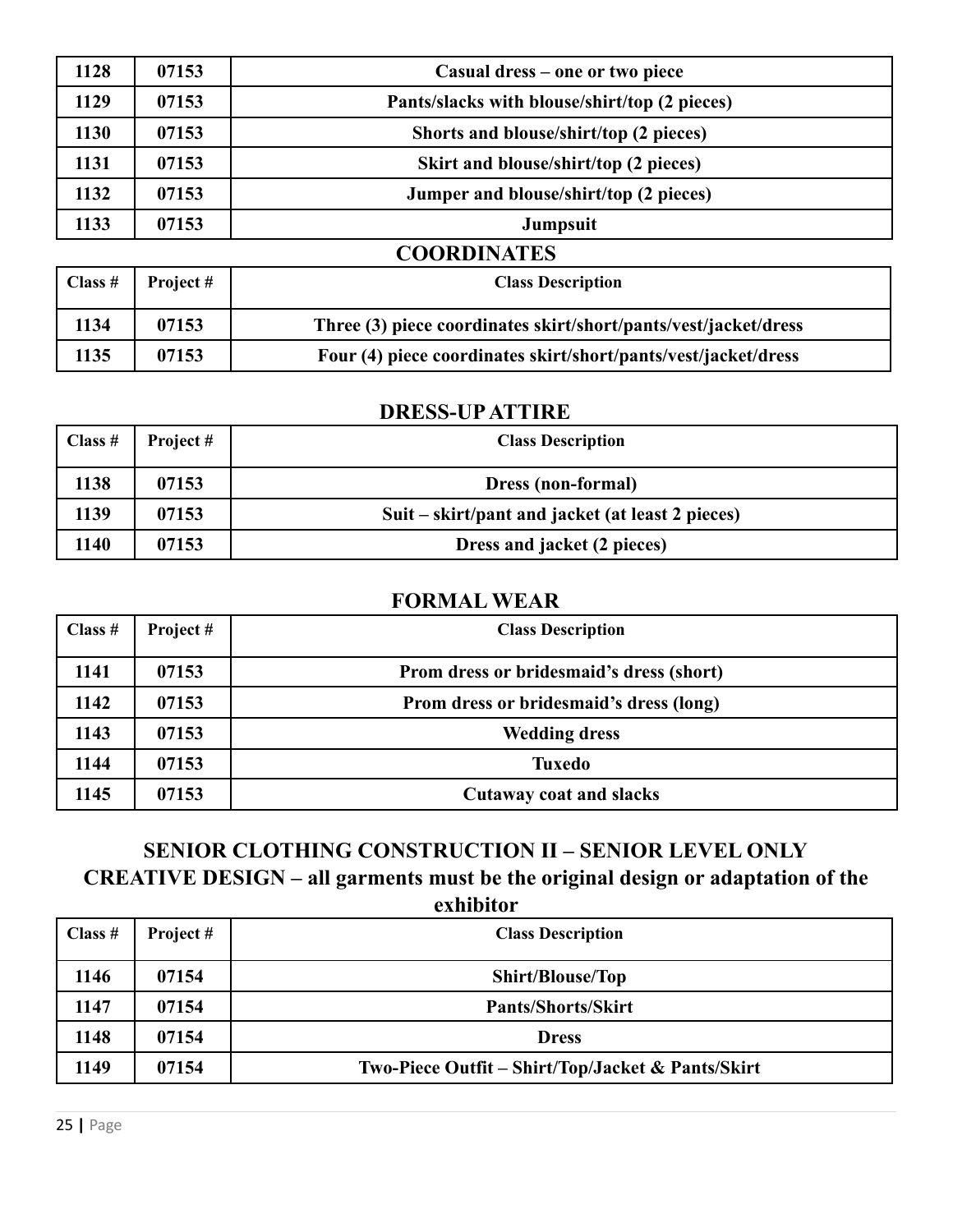| | | |
|---|---|---|
| 1128 | 07153 | Casual dress – one or two piece |
| 1129 | 07153 | Pants/slacks with blouse/shirt/top (2 pieces) |
| 1130 | 07153 | Shorts and blouse/shirt/top (2 pieces) |
| 1131 | 07153 | Skirt and blouse/shirt/top (2 pieces) |
| 1132 | 07153 | Jumper and blouse/shirt/top (2 pieces) |
| 1133 | 07153 | Jumpsuit |

## COORDINATES

| Class # | Project # | Class Description |
|---|---|---|
| 1134 | 07153 | Three (3) piece coordinates skirt/short/pants/vest/jacket/dress |
| 1135 | 07153 | Four (4) piece coordinates skirt/short/pants/vest/jacket/dress |

## DRESS-UP ATTIRE

| Class # | Project # | Class Description |
|---|---|---|
| 1138 | 07153 | Dress (non-formal) |
| 1139 | 07153 | Suit – skirt/pant and jacket (at least 2 pieces) |
| 1140 | 07153 | Dress and jacket (2 pieces) |

## FORMAL WEAR

| Class # | Project # | Class Description |
|---|---|---|
| 1141 | 07153 | Prom dress or bridesmaid's dress (short) |
| 1142 | 07153 | Prom dress or bridesmaid's dress (long) |
| 1143 | 07153 | Wedding dress |
| 1144 | 07153 | Tuxedo |
| 1145 | 07153 | Cutaway coat and slacks |

## SENIOR CLOTHING CONSTRUCTION II – SENIOR LEVEL ONLY
## CREATIVE DESIGN – all garments must be the original design or adaptation of the exhibitor

| Class # | Project # | Class Description |
|---|---|---|
| 1146 | 07154 | Shirt/Blouse/Top |
| 1147 | 07154 | Pants/Shorts/Skirt |
| 1148 | 07154 | Dress |
| 1149 | 07154 | Two-Piece Outfit – Shirt/Top/Jacket & Pants/Skirt |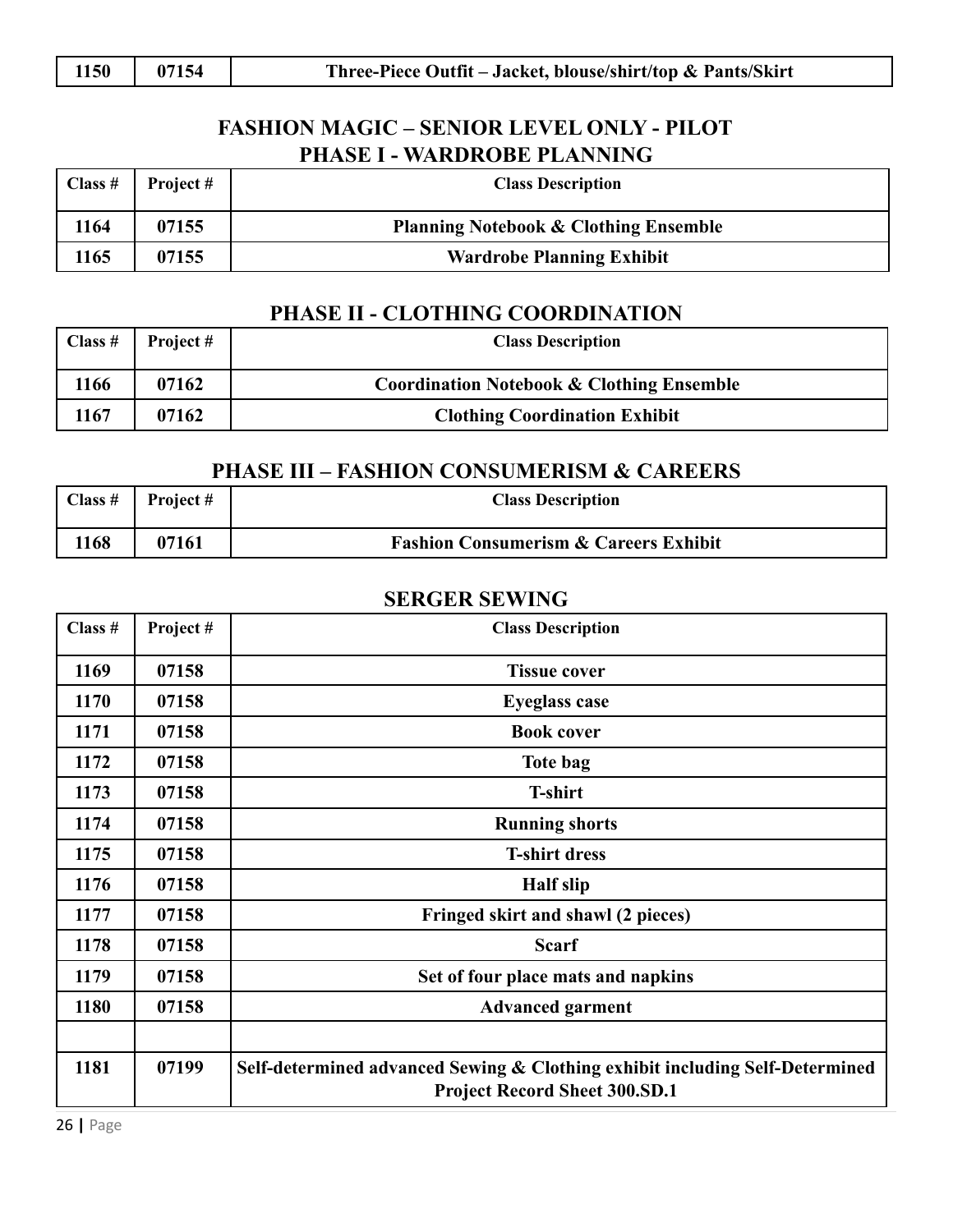| 1150 | 07154 | Three-Piece Outfit – Jacket, blouse/shirt/top & Pants/Skirt |
|---|---|---|

## FASHION MAGIC – SENIOR LEVEL ONLY - PILOT

### PHASE I - WARDROBE PLANNING

| Class # | Project # | Class Description |
|---|---|---|
| 1164 | 07155 | Planning Notebook & Clothing Ensemble |
| 1165 | 07155 | Wardrobe Planning Exhibit |

### PHASE II - CLOTHING COORDINATION

| Class # | Project # | Class Description |
|---|---|---|
| 1166 | 07162 | Coordination Notebook & Clothing Ensemble |
| 1167 | 07162 | Clothing Coordination Exhibit |

### PHASE III – FASHION CONSUMERISM & CAREERS

| Class # | Project # | Class Description |
|---|---|---|
| 1168 | 07161 | Fashion Consumerism & Careers Exhibit |

## SERGER SEWING

| Class # | Project # | Class Description |
|---|---|---|
| 1169 | 07158 | Tissue cover |
| 1170 | 07158 | Eyeglass case |
| 1171 | 07158 | Book cover |
| 1172 | 07158 | Tote bag |
| 1173 | 07158 | T-shirt |
| 1174 | 07158 | Running shorts |
| 1175 | 07158 | T-shirt dress |
| 1176 | 07158 | Half slip |
| 1177 | 07158 | Fringed skirt and shawl (2 pieces) |
| 1178 | 07158 | Scarf |
| 1179 | 07158 | Set of four place mats and napkins |
| 1180 | 07158 | Advanced garment |
| | | |
| 1181 | 07199 | Self-determined advanced Sewing & Clothing exhibit including Self-Determined Project Record Sheet 300.SD.1 |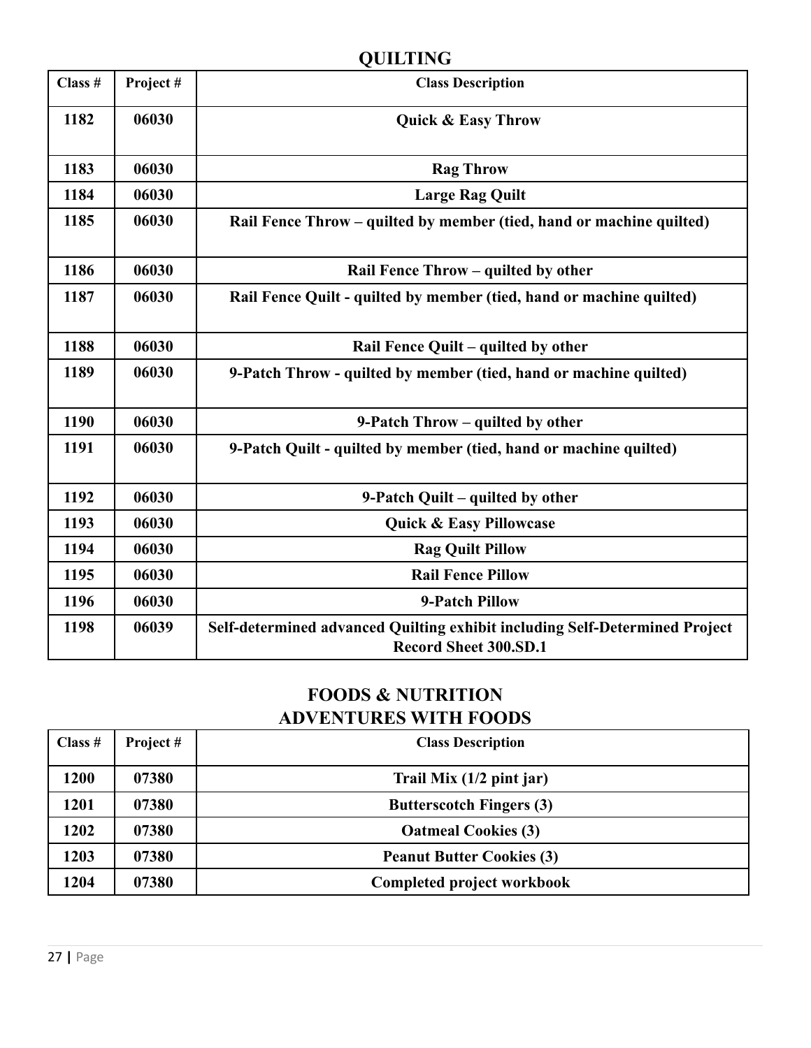# QUILTING

| Class # | Project # | Class Description |
|---|---|---|
| 1182 | 06030 | Quick & Easy Throw |
| 1183 | 06030 | Rag Throw |
| 1184 | 06030 | Large Rag Quilt |
| 1185 | 06030 | Rail Fence Throw – quilted by member (tied, hand or machine quilted) |
| 1186 | 06030 | Rail Fence Throw – quilted by other |
| 1187 | 06030 | Rail Fence Quilt - quilted by member (tied, hand or machine quilted) |
| 1188 | 06030 | Rail Fence Quilt – quilted by other |
| 1189 | 06030 | 9-Patch Throw - quilted by member (tied, hand or machine quilted) |
| 1190 | 06030 | 9-Patch Throw – quilted by other |
| 1191 | 06030 | 9-Patch Quilt - quilted by member (tied, hand or machine quilted) |
| 1192 | 06030 | 9-Patch Quilt – quilted by other |
| 1193 | 06030 | Quick & Easy Pillowcase |
| 1194 | 06030 | Rag Quilt Pillow |
| 1195 | 06030 | Rail Fence Pillow |
| 1196 | 06030 | 9-Patch Pillow |
| 1198 | 06039 | Self-determined advanced Quilting exhibit including Self-Determined Project Record Sheet 300.SD.1 |

# FOODS & NUTRITION
## ADVENTURES WITH FOODS

| Class # | Project # | Class Description |
|---|---|---|
| 1200 | 07380 | Trail Mix (1/2 pint jar) |
| 1201 | 07380 | Butterscotch Fingers (3) |
| 1202 | 07380 | Oatmeal Cookies (3) |
| 1203 | 07380 | Peanut Butter Cookies (3) |
| 1204 | 07380 | Completed project workbook |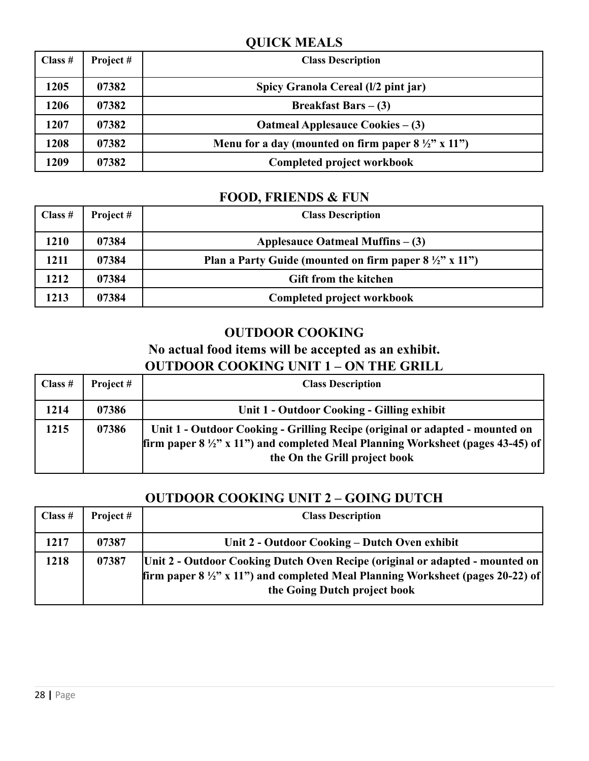## QUICK MEALS

| Class # | Project # | Class Description |
|---|---|---|
| 1205 | 07382 | Spicy Granola Cereal (l/2 pint jar) |
| 1206 | 07382 | Breakfast Bars – (3) |
| 1207 | 07382 | Oatmeal Applesauce Cookies – (3) |
| 1208 | 07382 | Menu for a day (mounted on firm paper 8 ½" x 11") |
| 1209 | 07382 | Completed project workbook |

## FOOD, FRIENDS & FUN

| Class # | Project # | Class Description |
|---|---|---|
| 1210 | 07384 | Applesauce Oatmeal Muffins – (3) |
| 1211 | 07384 | Plan a Party Guide (mounted on firm paper 8 ½" x 11") |
| 1212 | 07384 | Gift from the kitchen |
| 1213 | 07384 | Completed project workbook |

## OUTDOOR COOKING

**No actual food items will be accepted as an exhibit.**

### OUTDOOR COOKING UNIT 1 – ON THE GRILL

| Class # | Project # | Class Description |
|---|---|---|
| 1214 | 07386 | Unit 1 - Outdoor Cooking - Gilling exhibit |
| 1215 | 07386 | Unit 1 - Outdoor Cooking - Grilling Recipe (original or adapted - mounted on firm paper 8 ½" x 11") and completed Meal Planning Worksheet (pages 43-45) of the On the Grill project book |

### OUTDOOR COOKING UNIT 2 – GOING DUTCH

| Class # | Project # | Class Description |
|---|---|---|
| 1217 | 07387 | Unit 2 - Outdoor Cooking – Dutch Oven exhibit |
| 1218 | 07387 | Unit 2 - Outdoor Cooking Dutch Oven Recipe (original or adapted - mounted on firm paper 8 ½" x 11") and completed Meal Planning Worksheet (pages 20-22) of the Going Dutch project book |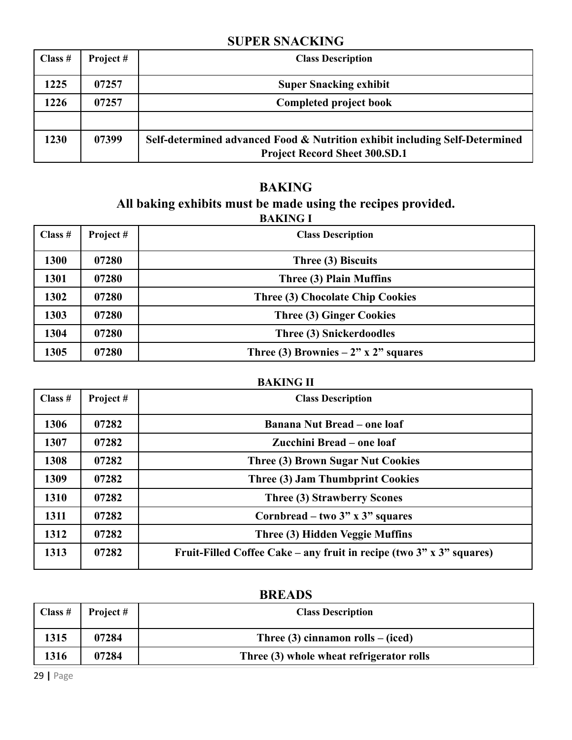## SUPER SNACKING

| Class # | Project # | Class Description |
|---|---|---|
| 1225 | 07257 | Super Snacking exhibit |
| 1226 | 07257 | Completed project book |
| | | |
| 1230 | 07399 | Self-determined advanced Food & Nutrition exhibit including Self-Determined Project Record Sheet 300.SD.1 |

## BAKING

### All baking exhibits must be made using the recipes provided.

**BAKING I**

| Class # | Project # | Class Description |
|---|---|---|
| 1300 | 07280 | Three (3) Biscuits |
| 1301 | 07280 | Three (3) Plain Muffins |
| 1302 | 07280 | Three (3) Chocolate Chip Cookies |
| 1303 | 07280 | Three (3) Ginger Cookies |
| 1304 | 07280 | Three (3) Snickerdoodles |
| 1305 | 07280 | Three (3) Brownies – 2" x 2" squares |

**BAKING II**

| Class # | Project # | Class Description |
|---|---|---|
| 1306 | 07282 | Banana Nut Bread – one loaf |
| 1307 | 07282 | Zucchini Bread – one loaf |
| 1308 | 07282 | Three (3) Brown Sugar Nut Cookies |
| 1309 | 07282 | Three (3) Jam Thumbprint Cookies |
| 1310 | 07282 | Three (3) Strawberry Scones |
| 1311 | 07282 | Cornbread – two 3" x 3" squares |
| 1312 | 07282 | Three (3) Hidden Veggie Muffins |
| 1313 | 07282 | Fruit-Filled Coffee Cake – any fruit in recipe (two 3" x 3" squares) |

## BREADS

| Class # | Project # | Class Description |
|---|---|---|
| 1315 | 07284 | Three (3) cinnamon rolls – (iced) |
| 1316 | 07284 | Three (3) whole wheat refrigerator rolls |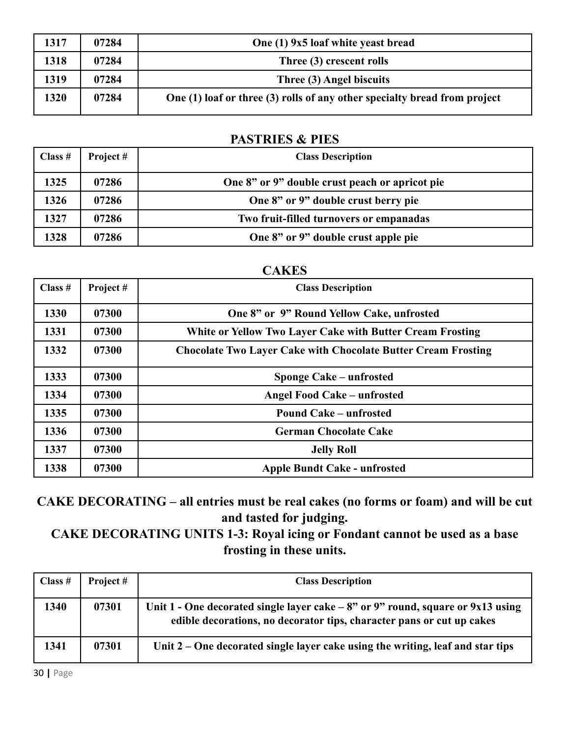| | | |
|---|---|---|
| 1317 | 07284 | One (1) 9x5 loaf white yeast bread |
| 1318 | 07284 | Three (3) crescent rolls |
| 1319 | 07284 | Three (3) Angel biscuits |
| 1320 | 07284 | One (1) loaf or three (3) rolls of any other specialty bread from project |

## PASTRIES & PIES

| Class # | Project # | Class Description |
|---|---|---|
| 1325 | 07286 | One 8” or 9” double crust peach or apricot pie |
| 1326 | 07286 | One 8” or 9” double crust berry pie |
| 1327 | 07286 | Two fruit-filled turnovers or empanadas |
| 1328 | 07286 | One 8” or 9” double crust apple pie |

## CAKES

| Class # | Project # | Class Description |
|---|---|---|
| 1330 | 07300 | One 8” or 9” Round Yellow Cake, unfrosted |
| 1331 | 07300 | White or Yellow Two Layer Cake with Butter Cream Frosting |
| 1332 | 07300 | Chocolate Two Layer Cake with Chocolate Butter Cream Frosting |
| 1333 | 07300 | Sponge Cake – unfrosted |
| 1334 | 07300 | Angel Food Cake – unfrosted |
| 1335 | 07300 | Pound Cake – unfrosted |
| 1336 | 07300 | German Chocolate Cake |
| 1337 | 07300 | Jelly Roll |
| 1338 | 07300 | Apple Bundt Cake - unfrosted |

## CAKE DECORATING – all entries must be real cakes (no forms or foam) and will be cut and tasted for judging.

## CAKE DECORATING UNITS 1-3: Royal icing or Fondant cannot be used as a base frosting in these units.

| Class # | Project # | Class Description |
|---|---|---|
| 1340 | 07301 | Unit 1 - One decorated single layer cake – 8” or 9” round, square or 9x13 using edible decorations, no decorator tips, character pans or cut up cakes |
| 1341 | 07301 | Unit 2 – One decorated single layer cake using the writing, leaf and star tips |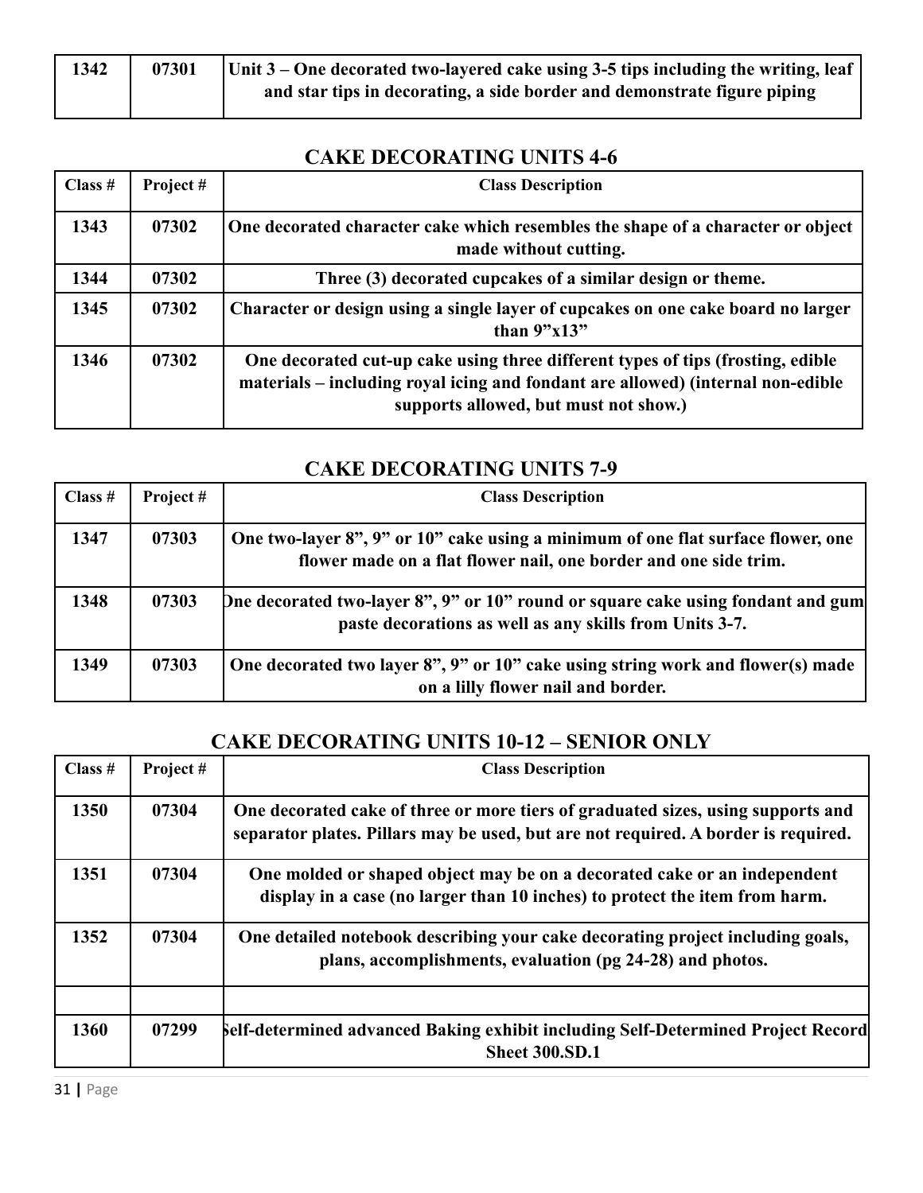| 1342 | 07301 | Unit 3 – One decorated two-layered cake using 3-5 tips including the writing, leaf and star tips in decorating, a side border and demonstrate figure piping |
|---|---|---|

## CAKE DECORATING UNITS 4-6

| Class # | Project # | Class Description |
|---|---|---|
| 1343 | 07302 | One decorated character cake which resembles the shape of a character or object made without cutting. |
| 1344 | 07302 | Three (3) decorated cupcakes of a similar design or theme. |
| 1345 | 07302 | Character or design using a single layer of cupcakes on one cake board no larger than 9”x13” |
| 1346 | 07302 | One decorated cut-up cake using three different types of tips (frosting, edible materials – including royal icing and fondant are allowed) (internal non-edible supports allowed, but must not show.) |

## CAKE DECORATING UNITS 7-9

| Class # | Project # | Class Description |
|---|---|---|
| 1347 | 07303 | One two-layer 8”, 9” or 10” cake using a minimum of one flat surface flower, one flower made on a flat flower nail, one border and one side trim. |
| 1348 | 07303 | One decorated two-layer 8”, 9” or 10” round or square cake using fondant and gum paste decorations as well as any skills from Units 3-7. |
| 1349 | 07303 | One decorated two layer 8”, 9” or 10” cake using string work and flower(s) made on a lilly flower nail and border. |

## CAKE DECORATING UNITS 10-12 – SENIOR ONLY

| Class # | Project # | Class Description |
|---|---|---|
| 1350 | 07304 | One decorated cake of three or more tiers of graduated sizes, using supports and separator plates. Pillars may be used, but are not required. A border is required. |
| 1351 | 07304 | One molded or shaped object may be on a decorated cake or an independent display in a case (no larger than 10 inches) to protect the item from harm. |
| 1352 | 07304 | One detailed notebook describing your cake decorating project including goals, plans, accomplishments, evaluation (pg 24-28) and photos. |
| | | |
| 1360 | 07299 | Self-determined advanced Baking exhibit including Self-Determined Project Record Sheet 300.SD.1 |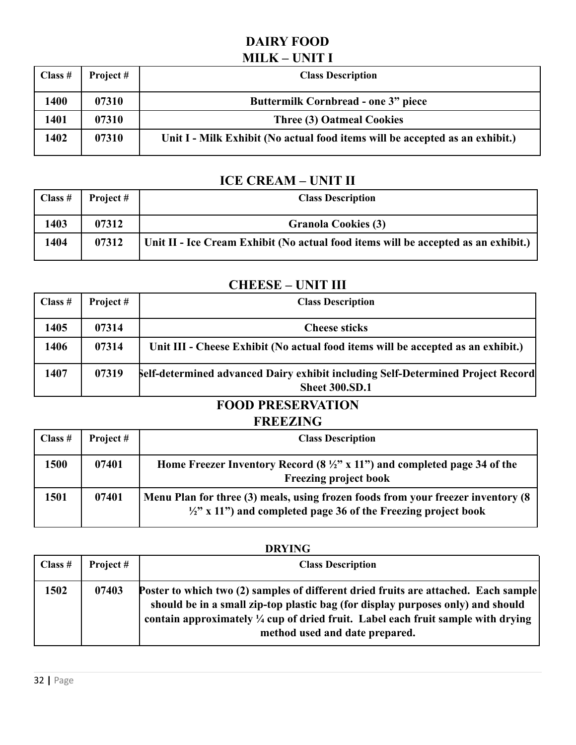# DAIRY FOOD

## MILK – UNIT I

| Class # | Project # | Class Description |
|---|---|---|
| 1400 | 07310 | Buttermilk Cornbread - one 3" piece |
| 1401 | 07310 | Three (3) Oatmeal Cookies |
| 1402 | 07310 | Unit I - Milk Exhibit (No actual food items will be accepted as an exhibit.) |

## ICE CREAM – UNIT II

| Class # | Project # | Class Description |
|---|---|---|
| 1403 | 07312 | Granola Cookies (3) |
| 1404 | 07312 | Unit II - Ice Cream Exhibit (No actual food items will be accepted as an exhibit.) |

## CHEESE – UNIT III

| Class # | Project # | Class Description |
|---|---|---|
| 1405 | 07314 | Cheese sticks |
| 1406 | 07314 | Unit III - Cheese Exhibit (No actual food items will be accepted as an exhibit.) |
| 1407 | 07319 | Self-determined advanced Dairy exhibit including Self-Determined Project Record Sheet 300.SD.1 |

# FOOD PRESERVATION

## FREEZING

| Class # | Project # | Class Description |
|---|---|---|
| 1500 | 07401 | Home Freezer Inventory Record (8 ½" x 11") and completed page 34 of the Freezing project book |
| 1501 | 07401 | Menu Plan for three (3) meals, using frozen foods from your freezer inventory (8 ½" x 11") and completed page 36 of the Freezing project book |

### DRYING

| Class # | Project # | Class Description |
|---|---|---|
| 1502 | 07403 | Poster to which two (2) samples of different dried fruits are attached. Each sample should be in a small zip-top plastic bag (for display purposes only) and should contain approximately ¼ cup of dried fruit. Label each fruit sample with drying method used and date prepared. |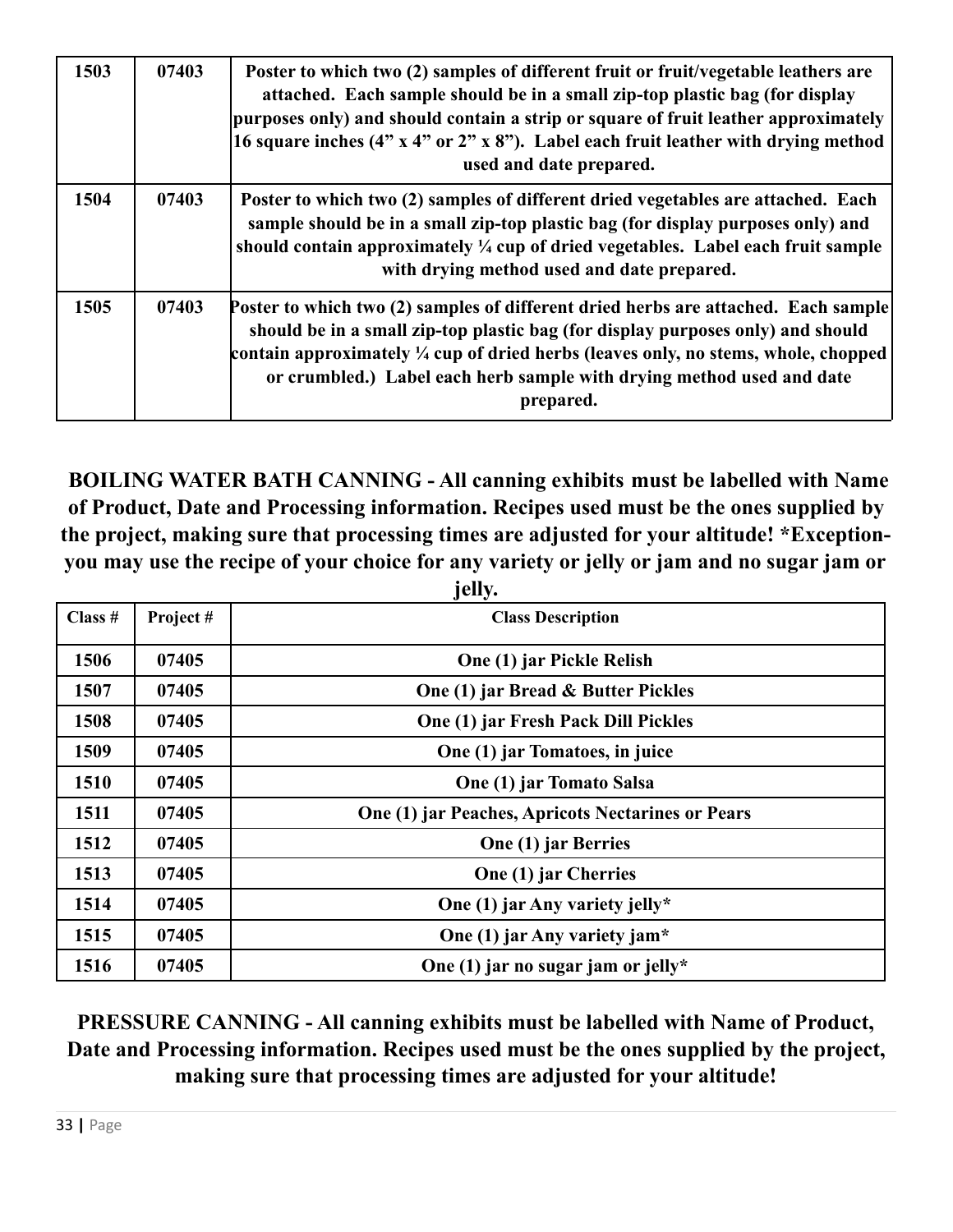| 1503 | 07403 | Poster to which two (2) samples of different fruit or fruit/vegetable leathers are attached. Each sample should be in a small zip-top plastic bag (for display purposes only) and should contain a strip or square of fruit leather approximately 16 square inches (4" x 4" or 2" x 8"). Label each fruit leather with drying method used and date prepared. |
|---|---|---|
| 1504 | 07403 | Poster to which two (2) samples of different dried vegetables are attached. Each sample should be in a small zip-top plastic bag (for display purposes only) and should contain approximately ¼ cup of dried vegetables. Label each fruit sample with drying method used and date prepared. |
| 1505 | 07403 | Poster to which two (2) samples of different dried herbs are attached. Each sample should be in a small zip-top plastic bag (for display purposes only) and should contain approximately ¼ cup of dried herbs (leaves only, no stems, whole, chopped or crumbled.) Label each herb sample with drying method used and date prepared. |

**BOILING WATER BATH CANNING - All canning exhibits must be labelled with Name of Product, Date and Processing information. Recipes used must be the ones supplied by the project, making sure that processing times are adjusted for your altitude! *Exception- you may use the recipe of your choice for any variety or jelly or jam and no sugar jam or jelly.**

| Class # | Project # | Class Description |
|---|---|---|
| 1506 | 07405 | One (1) jar Pickle Relish |
| 1507 | 07405 | One (1) jar Bread & Butter Pickles |
| 1508 | 07405 | One (1) jar Fresh Pack Dill Pickles |
| 1509 | 07405 | One (1) jar Tomatoes, in juice |
| 1510 | 07405 | One (1) jar Tomato Salsa |
| 1511 | 07405 | One (1) jar Peaches, Apricots Nectarines or Pears |
| 1512 | 07405 | One (1) jar Berries |
| 1513 | 07405 | One (1) jar Cherries |
| 1514 | 07405 | One (1) jar Any variety jelly* |
| 1515 | 07405 | One (1) jar Any variety jam* |
| 1516 | 07405 | One (1) jar no sugar jam or jelly* |

**PRESSURE CANNING - All canning exhibits must be labelled with Name of Product, Date and Processing information. Recipes used must be the ones supplied by the project, making sure that processing times are adjusted for your altitude!**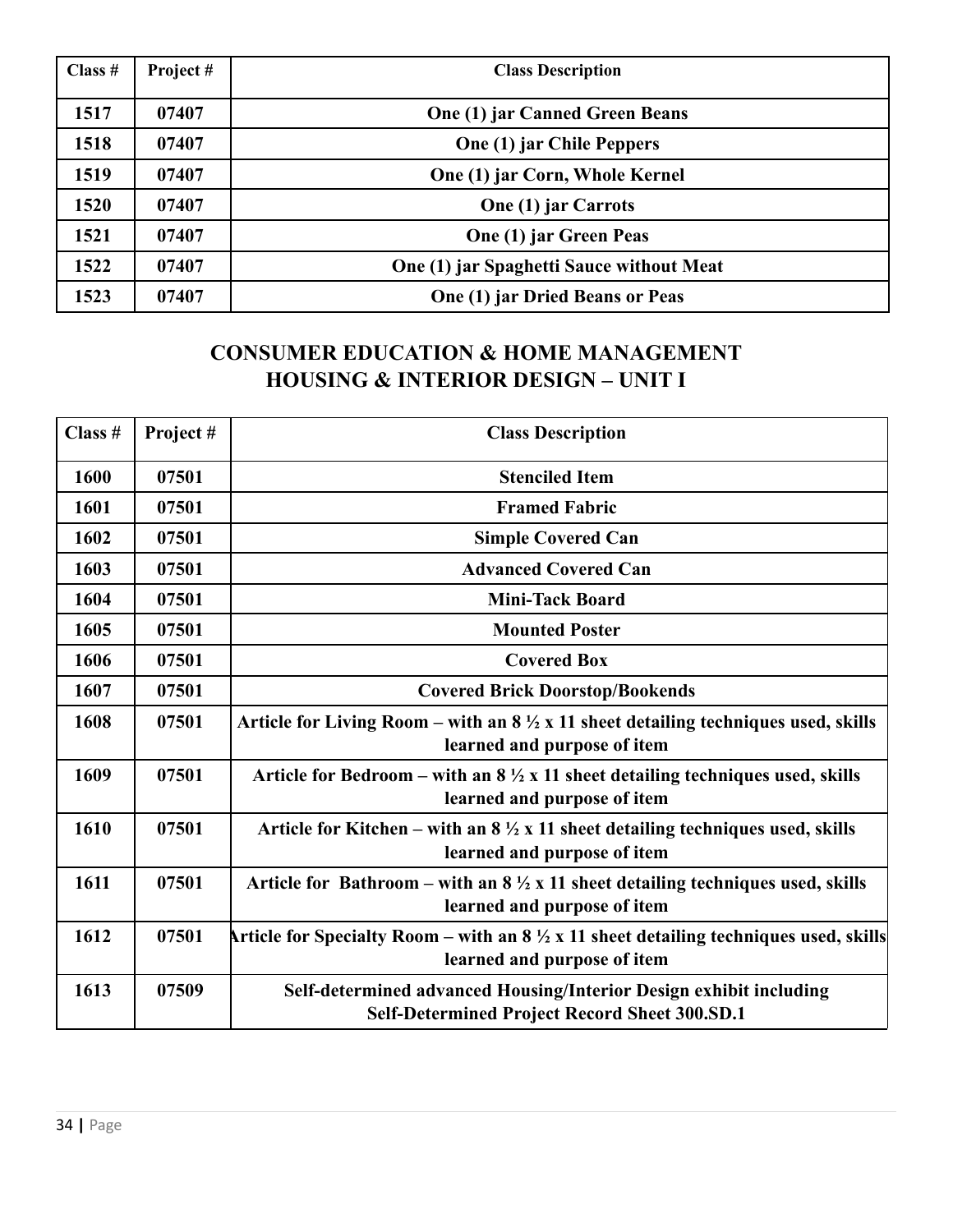| Class # | Project # | Class Description |
|---|---|---|
| 1517 | 07407 | One (1) jar Canned Green Beans |
| 1518 | 07407 | One (1) jar Chile Peppers |
| 1519 | 07407 | One (1) jar Corn, Whole Kernel |
| 1520 | 07407 | One (1) jar Carrots |
| 1521 | 07407 | One (1) jar Green Peas |
| 1522 | 07407 | One (1) jar Spaghetti Sauce without Meat |
| 1523 | 07407 | One (1) jar Dried Beans or Peas |

## CONSUMER EDUCATION & HOME MANAGEMENT
## HOUSING & INTERIOR DESIGN – UNIT I

| Class # | Project # | Class Description |
|---|---|---|
| 1600 | 07501 | Stenciled Item |
| 1601 | 07501 | Framed Fabric |
| 1602 | 07501 | Simple Covered Can |
| 1603 | 07501 | Advanced Covered Can |
| 1604 | 07501 | Mini-Tack Board |
| 1605 | 07501 | Mounted Poster |
| 1606 | 07501 | Covered Box |
| 1607 | 07501 | Covered Brick Doorstop/Bookends |
| 1608 | 07501 | Article for Living Room – with an 8 ½ x 11 sheet detailing techniques used, skills learned and purpose of item |
| 1609 | 07501 | Article for Bedroom – with an 8 ½ x 11 sheet detailing techniques used, skills learned and purpose of item |
| 1610 | 07501 | Article for Kitchen – with an 8 ½ x 11 sheet detailing techniques used, skills learned and purpose of item |
| 1611 | 07501 | Article for Bathroom – with an 8 ½ x 11 sheet detailing techniques used, skills learned and purpose of item |
| 1612 | 07501 | Article for Specialty Room – with an 8 ½ x 11 sheet detailing techniques used, skills learned and purpose of item |
| 1613 | 07509 | Self-determined advanced Housing/Interior Design exhibit including Self-Determined Project Record Sheet 300.SD.1 |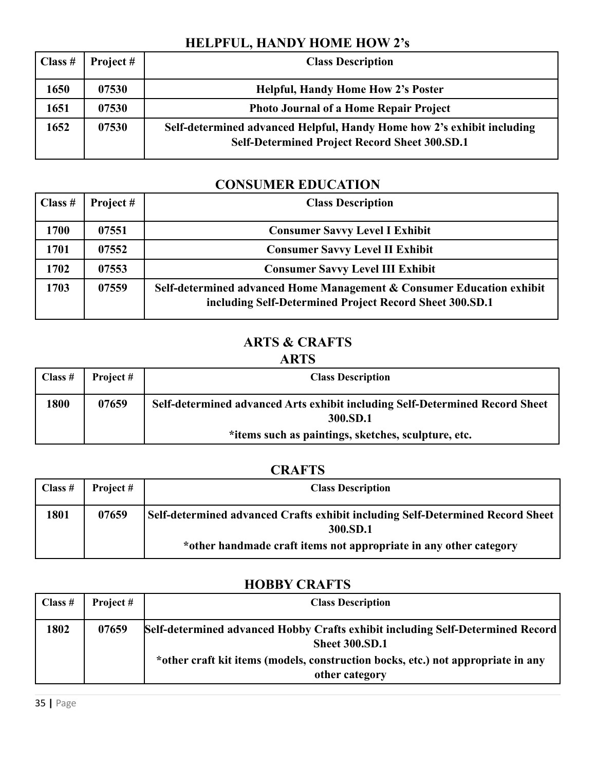## HELPFUL, HANDY HOME HOW 2's

| Class # | Project # | Class Description |
|---|---|---|
| 1650 | 07530 | Helpful, Handy Home How 2's Poster |
| 1651 | 07530 | Photo Journal of a Home Repair Project |
| 1652 | 07530 | Self-determined advanced Helpful, Handy Home how 2's exhibit including Self-Determined Project Record Sheet 300.SD.1 |

## CONSUMER EDUCATION

| Class # | Project # | Class Description |
|---|---|---|
| 1700 | 07551 | Consumer Savvy Level I Exhibit |
| 1701 | 07552 | Consumer Savvy Level II Exhibit |
| 1702 | 07553 | Consumer Savvy Level III Exhibit |
| 1703 | 07559 | Self-determined advanced Home Management & Consumer Education exhibit including Self-Determined Project Record Sheet 300.SD.1 |

## ARTS & CRAFTS

### ARTS

| Class # | Project # | Class Description |
|---|---|---|
| 1800 | 07659 | Self-determined advanced Arts exhibit including Self-Determined Record Sheet 300.SD.1<br>*items such as paintings, sketches, sculpture, etc. |

### CRAFTS

| Class # | Project # | Class Description |
|---|---|---|
| 1801 | 07659 | Self-determined advanced Crafts exhibit including Self-Determined Record Sheet 300.SD.1<br>*other handmade craft items not appropriate in any other category |

### HOBBY CRAFTS

| Class # | Project # | Class Description |
|---|---|---|
| 1802 | 07659 | Self-determined advanced Hobby Crafts exhibit including Self-Determined Record Sheet 300.SD.1<br>*other craft kit items (models, construction bocks, etc.) not appropriate in any other category |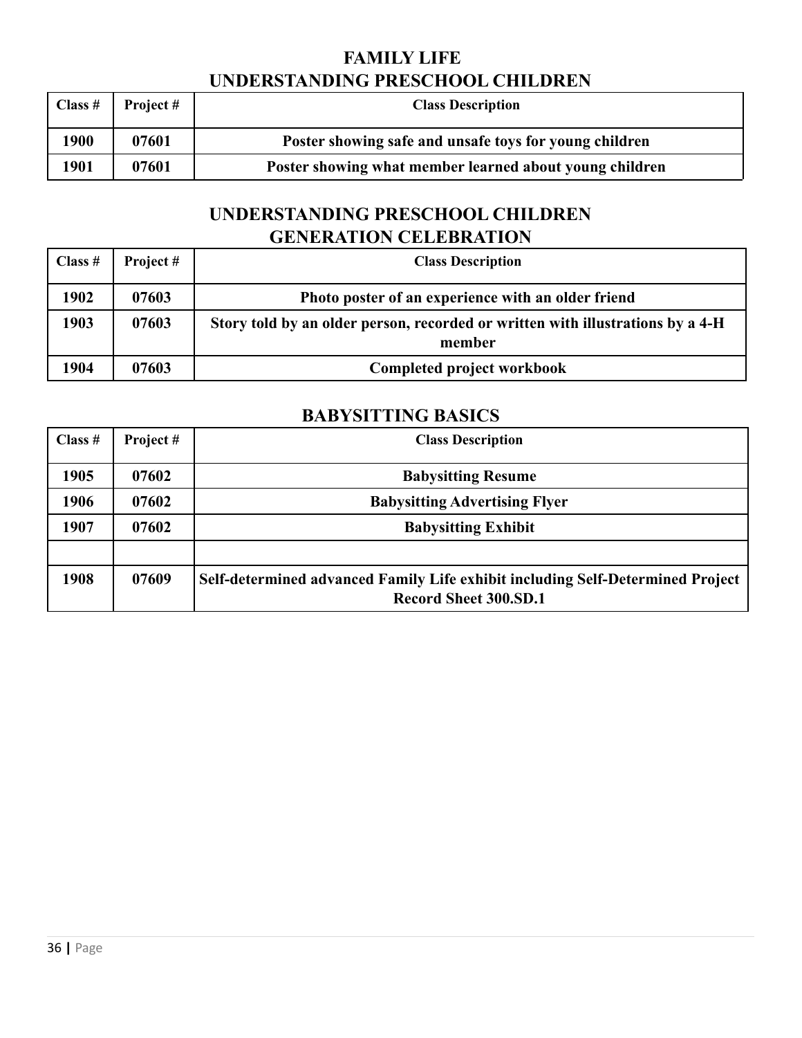## FAMILY LIFE
## UNDERSTANDING PRESCHOOL CHILDREN

| Class # | Project # | Class Description |
|---|---|---|
| 1900 | 07601 | Poster showing safe and unsafe toys for young children |
| 1901 | 07601 | Poster showing what member learned about young children |

## UNDERSTANDING PRESCHOOL CHILDREN
## GENERATION CELEBRATION

| Class # | Project # | Class Description |
|---|---|---|
| 1902 | 07603 | Photo poster of an experience with an older friend |
| 1903 | 07603 | Story told by an older person, recorded or written with illustrations by a 4-H member |
| 1904 | 07603 | Completed project workbook |

## BABYSITTING BASICS

| Class # | Project # | Class Description |
|---|---|---|
| 1905 | 07602 | Babysitting Resume |
| 1906 | 07602 | Babysitting Advertising Flyer |
| 1907 | 07602 | Babysitting Exhibit |
| | | |
| 1908 | 07609 | Self-determined advanced Family Life exhibit including Self-Determined Project Record Sheet 300.SD.1 |